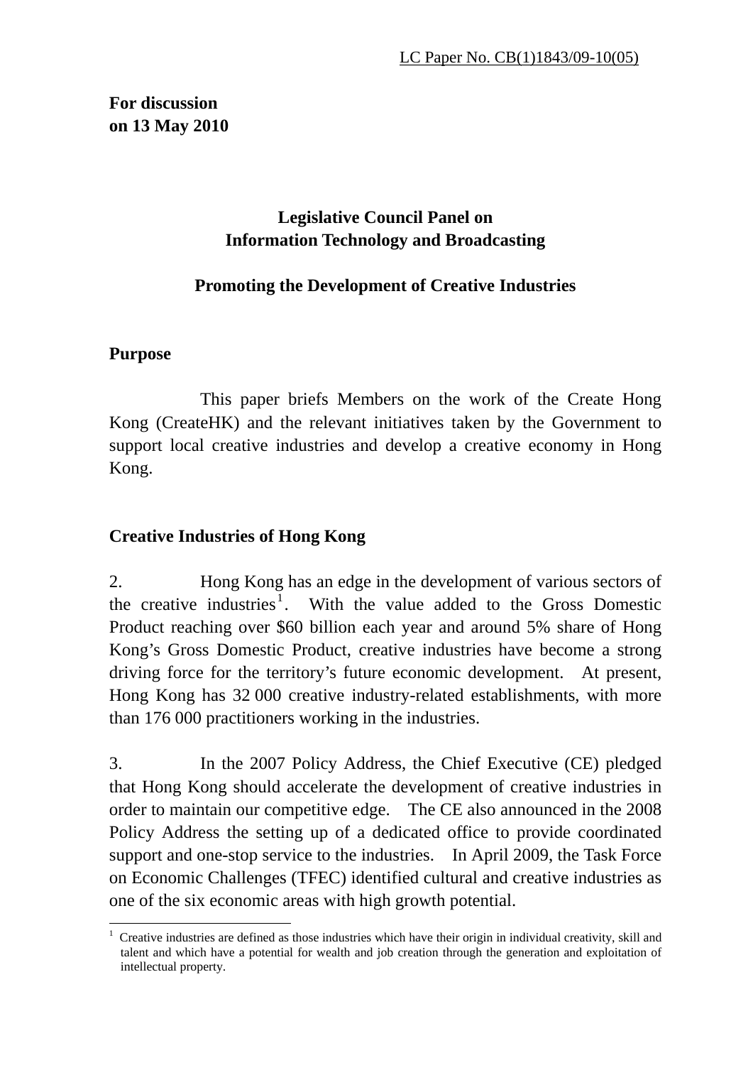LC Paper No. CB(1)1843/09-10(05)

**For discussion**
**on 13 May 2010**

# Legislative Council Panel on Information Technology and Broadcasting

## Promoting the Development of Creative Industries

### Purpose

This paper briefs Members on the work of the Create Hong Kong (CreateHK) and the relevant initiatives taken by the Government to support local creative industries and develop a creative economy in Hong Kong.

### Creative Industries of Hong Kong

2. Hong Kong has an edge in the development of various sectors of the creative industries[1]. With the value added to the Gross Domestic Product reaching over $60 billion each year and around 5% share of Hong Kong's Gross Domestic Product, creative industries have become a strong driving force for the territory's future economic development. At present, Hong Kong has 32 000 creative industry-related establishments, with more than 176 000 practitioners working in the industries.

3. In the 2007 Policy Address, the Chief Executive (CE) pledged that Hong Kong should accelerate the development of creative industries in order to maintain our competitive edge. The CE also announced in the 2008 Policy Address the setting up of a dedicated office to provide coordinated support and one-stop service to the industries. In April 2009, the Task Force on Economic Challenges (TFEC) identified cultural and creative industries as one of the six economic areas with high growth potential.

---

[1] Creative industries are defined as those industries which have their origin in individual creativity, skill and talent and which have a potential for wealth and job creation through the generation and exploitation of intellectual property.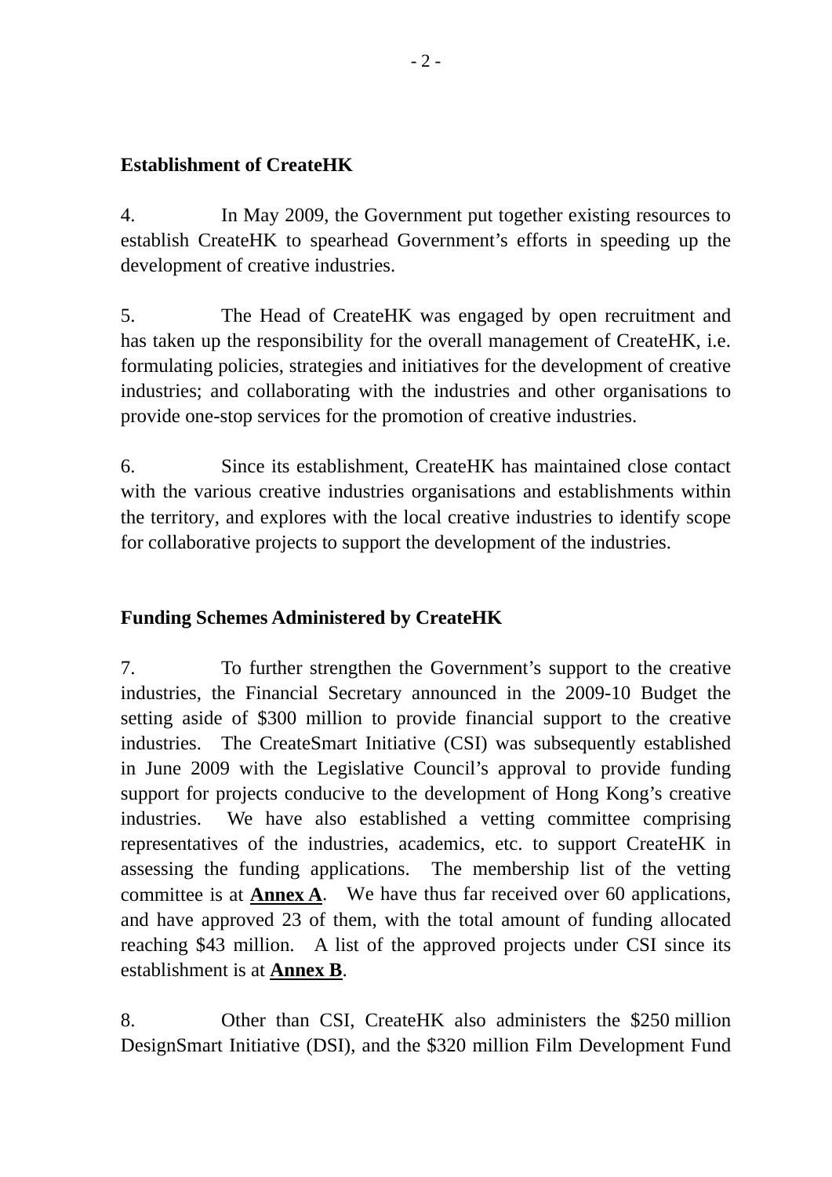**Establishment of CreateHK**

4. In May 2009, the Government put together existing resources to establish CreateHK to spearhead Government's efforts in speeding up the development of creative industries.

5. The Head of CreateHK was engaged by open recruitment and has taken up the responsibility for the overall management of CreateHK, i.e. formulating policies, strategies and initiatives for the development of creative industries; and collaborating with the industries and other organisations to provide one-stop services for the promotion of creative industries.

6. Since its establishment, CreateHK has maintained close contact with the various creative industries organisations and establishments within the territory, and explores with the local creative industries to identify scope for collaborative projects to support the development of the industries.

**Funding Schemes Administered by CreateHK**

7. To further strengthen the Government's support to the creative industries, the Financial Secretary announced in the 2009-10 Budget the setting aside of $300 million to provide financial support to the creative industries. The CreateSmart Initiative (CSI) was subsequently established in June 2009 with the Legislative Council's approval to provide funding support for projects conducive to the development of Hong Kong's creative industries. We have also established a vetting committee comprising representatives of the industries, academics, etc. to support CreateHK in assessing the funding applications. The membership list of the vetting committee is at **Annex A**. We have thus far received over 60 applications, and have approved 23 of them, with the total amount of funding allocated reaching $43 million. A list of the approved projects under CSI since its establishment is at **Annex B**.

8. Other than CSI, CreateHK also administers the $250 million DesignSmart Initiative (DSI), and the $320 million Film Development Fund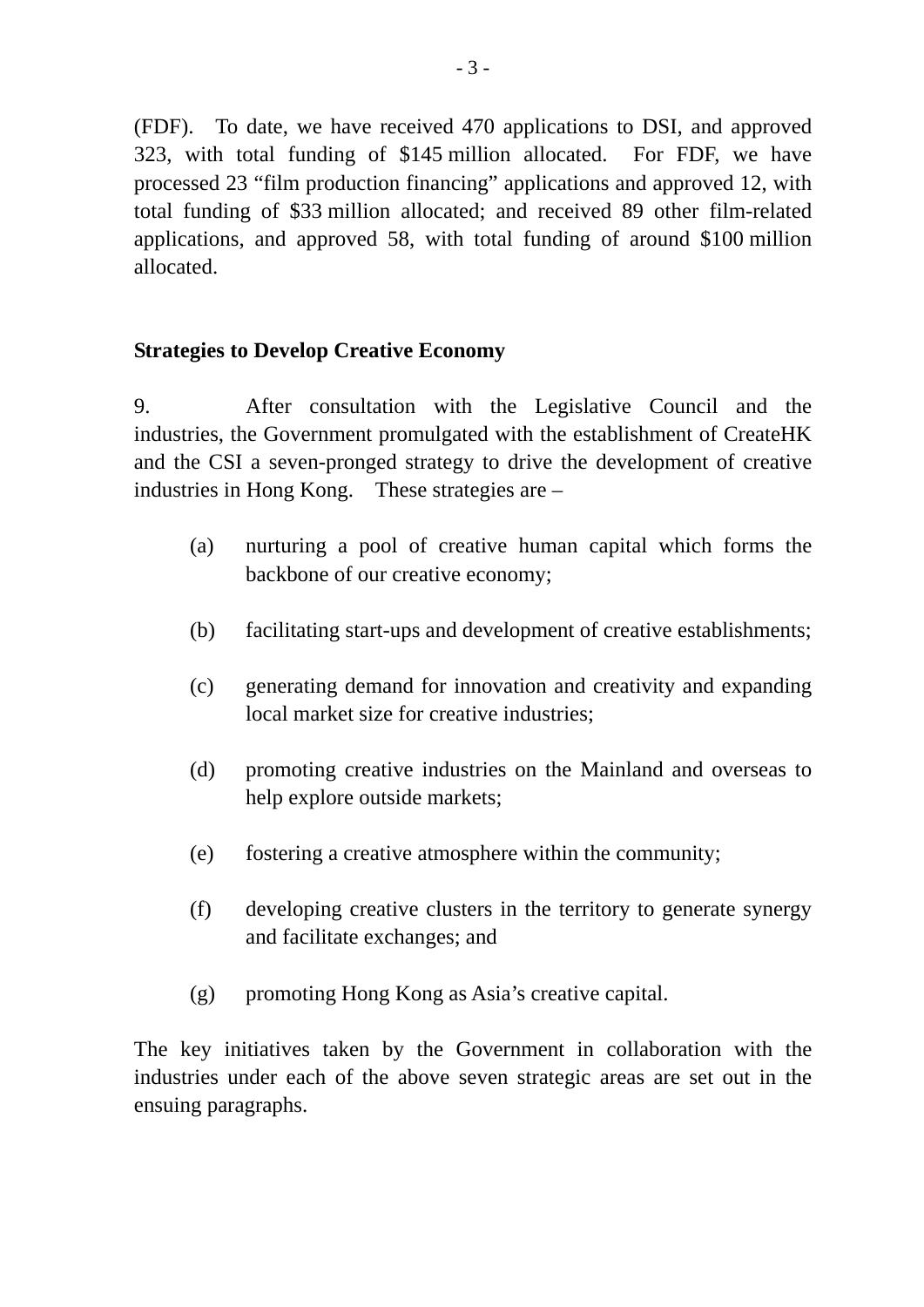(FDF). To date, we have received 470 applications to DSI, and approved 323, with total funding of $145 million allocated. For FDF, we have processed 23 "film production financing" applications and approved 12, with total funding of $33 million allocated; and received 89 other film-related applications, and approved 58, with total funding of around $100 million allocated.

**Strategies to Develop Creative Economy**

9. After consultation with the Legislative Council and the industries, the Government promulgated with the establishment of CreateHK and the CSI a seven-pronged strategy to drive the development of creative industries in Hong Kong. These strategies are –

(a) nurturing a pool of creative human capital which forms the backbone of our creative economy;

(b) facilitating start-ups and development of creative establishments;

(c) generating demand for innovation and creativity and expanding local market size for creative industries;

(d) promoting creative industries on the Mainland and overseas to help explore outside markets;

(e) fostering a creative atmosphere within the community;

(f) developing creative clusters in the territory to generate synergy and facilitate exchanges; and

(g) promoting Hong Kong as Asia's creative capital.

The key initiatives taken by the Government in collaboration with the industries under each of the above seven strategic areas are set out in the ensuing paragraphs.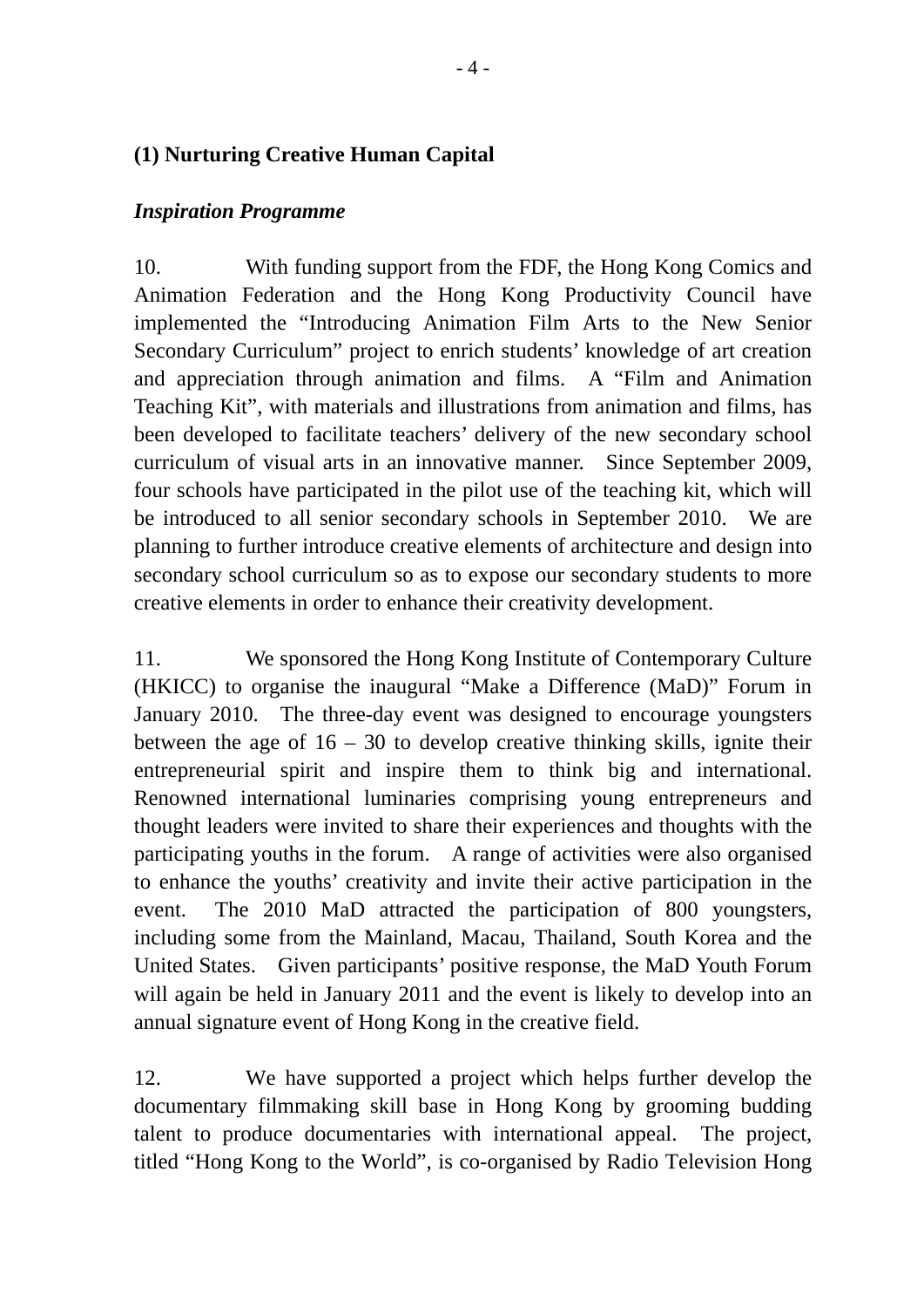**(1) Nurturing Creative Human Capital**

***Inspiration Programme***

10. With funding support from the FDF, the Hong Kong Comics and Animation Federation and the Hong Kong Productivity Council have implemented the "Introducing Animation Film Arts to the New Senior Secondary Curriculum" project to enrich students' knowledge of art creation and appreciation through animation and films. A "Film and Animation Teaching Kit", with materials and illustrations from animation and films, has been developed to facilitate teachers' delivery of the new secondary school curriculum of visual arts in an innovative manner. Since September 2009, four schools have participated in the pilot use of the teaching kit, which will be introduced to all senior secondary schools in September 2010. We are planning to further introduce creative elements of architecture and design into secondary school curriculum so as to expose our secondary students to more creative elements in order to enhance their creativity development.

11. We sponsored the Hong Kong Institute of Contemporary Culture (HKICC) to organise the inaugural "Make a Difference (MaD)" Forum in January 2010. The three-day event was designed to encourage youngsters between the age of 16 – 30 to develop creative thinking skills, ignite their entrepreneurial spirit and inspire them to think big and international. Renowned international luminaries comprising young entrepreneurs and thought leaders were invited to share their experiences and thoughts with the participating youths in the forum. A range of activities were also organised to enhance the youths' creativity and invite their active participation in the event. The 2010 MaD attracted the participation of 800 youngsters, including some from the Mainland, Macau, Thailand, South Korea and the United States. Given participants' positive response, the MaD Youth Forum will again be held in January 2011 and the event is likely to develop into an annual signature event of Hong Kong in the creative field.

12. We have supported a project which helps further develop the documentary filmmaking skill base in Hong Kong by grooming budding talent to produce documentaries with international appeal. The project, titled "Hong Kong to the World", is co-organised by Radio Television Hong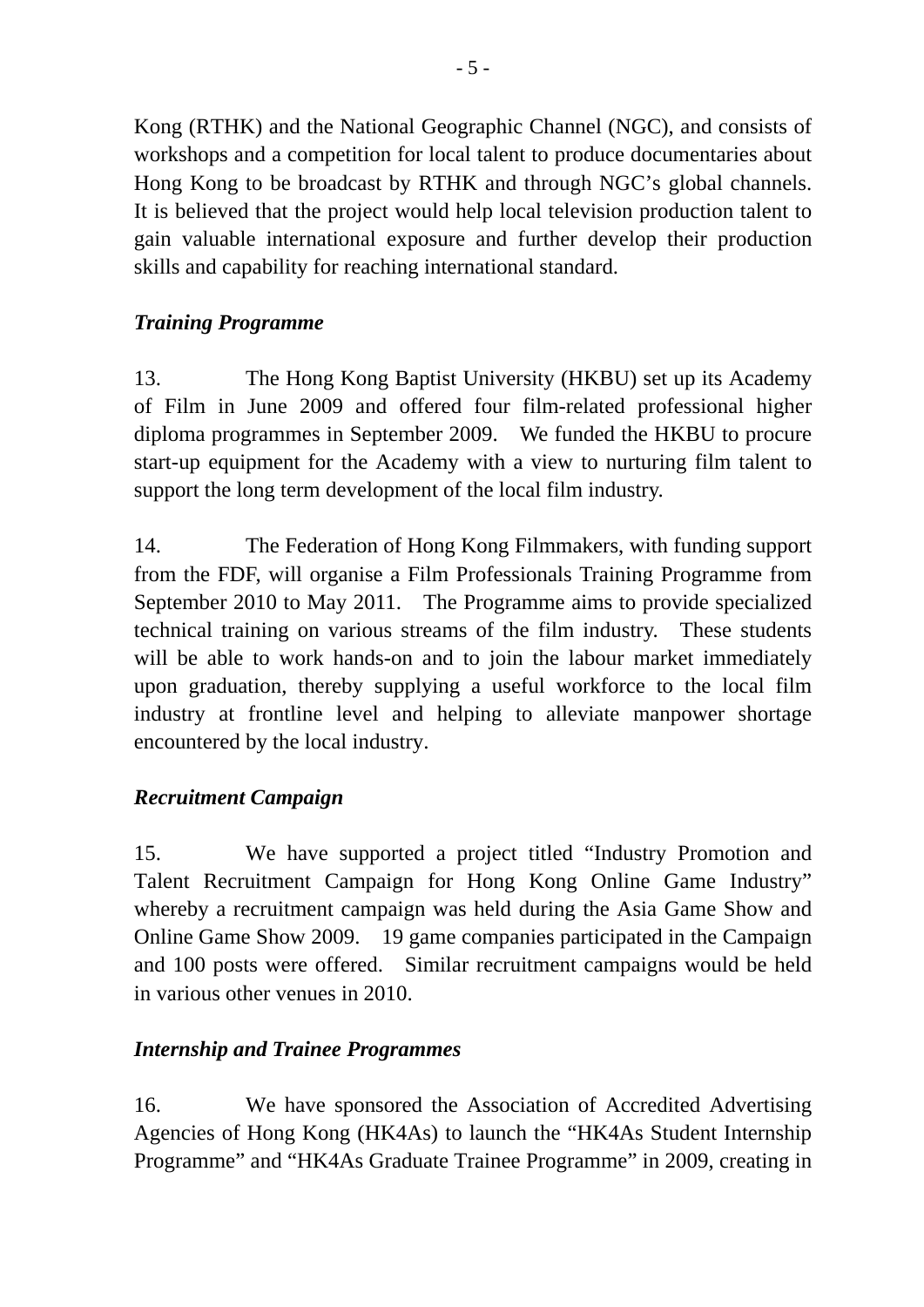Kong (RTHK) and the National Geographic Channel (NGC), and consists of workshops and a competition for local talent to produce documentaries about Hong Kong to be broadcast by RTHK and through NGC's global channels. It is believed that the project would help local television production talent to gain valuable international exposure and further develop their production skills and capability for reaching international standard.

***Training Programme***

13. The Hong Kong Baptist University (HKBU) set up its Academy of Film in June 2009 and offered four film-related professional higher diploma programmes in September 2009. We funded the HKBU to procure start-up equipment for the Academy with a view to nurturing film talent to support the long term development of the local film industry.

14. The Federation of Hong Kong Filmmakers, with funding support from the FDF, will organise a Film Professionals Training Programme from September 2010 to May 2011. The Programme aims to provide specialized technical training on various streams of the film industry. These students will be able to work hands-on and to join the labour market immediately upon graduation, thereby supplying a useful workforce to the local film industry at frontline level and helping to alleviate manpower shortage encountered by the local industry.

***Recruitment Campaign***

15. We have supported a project titled "Industry Promotion and Talent Recruitment Campaign for Hong Kong Online Game Industry" whereby a recruitment campaign was held during the Asia Game Show and Online Game Show 2009. 19 game companies participated in the Campaign and 100 posts were offered. Similar recruitment campaigns would be held in various other venues in 2010.

***Internship and Trainee Programmes***

16. We have sponsored the Association of Accredited Advertising Agencies of Hong Kong (HK4As) to launch the "HK4As Student Internship Programme" and "HK4As Graduate Trainee Programme" in 2009, creating in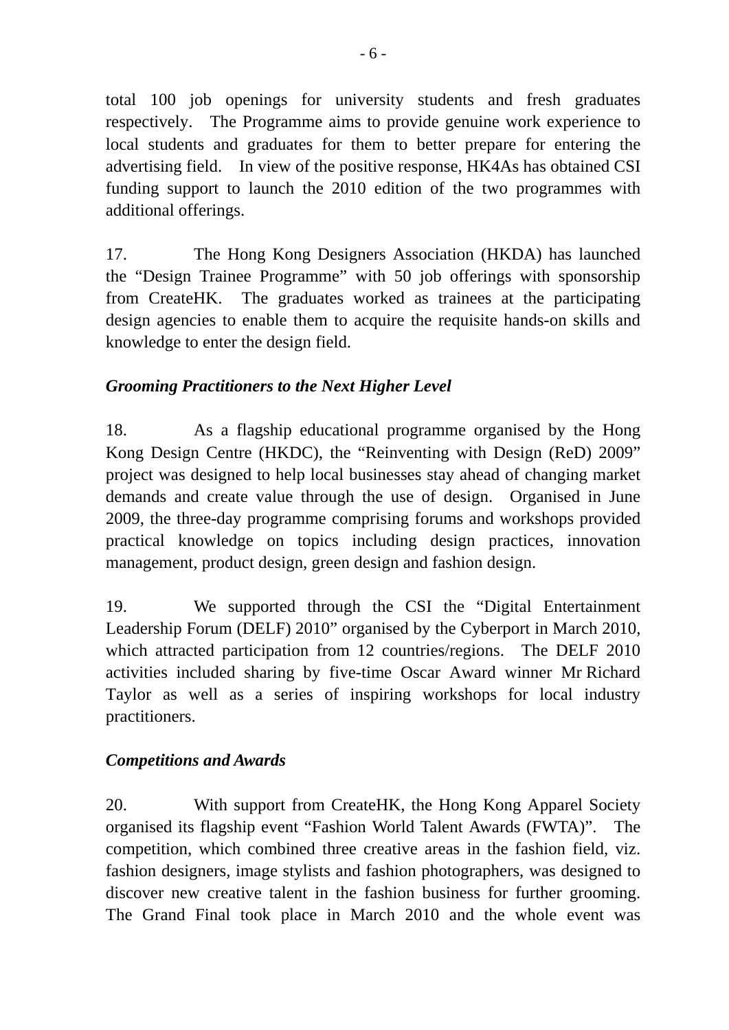total 100 job openings for university students and fresh graduates respectively. The Programme aims to provide genuine work experience to local students and graduates for them to better prepare for entering the advertising field. In view of the positive response, HK4As has obtained CSI funding support to launch the 2010 edition of the two programmes with additional offerings.

17. The Hong Kong Designers Association (HKDA) has launched the "Design Trainee Programme" with 50 job offerings with sponsorship from CreateHK. The graduates worked as trainees at the participating design agencies to enable them to acquire the requisite hands-on skills and knowledge to enter the design field.

***Grooming Practitioners to the Next Higher Level***

18. As a flagship educational programme organised by the Hong Kong Design Centre (HKDC), the "Reinventing with Design (ReD) 2009" project was designed to help local businesses stay ahead of changing market demands and create value through the use of design. Organised in June 2009, the three-day programme comprising forums and workshops provided practical knowledge on topics including design practices, innovation management, product design, green design and fashion design.

19. We supported through the CSI the "Digital Entertainment Leadership Forum (DELF) 2010" organised by the Cyberport in March 2010, which attracted participation from 12 countries/regions. The DELF 2010 activities included sharing by five-time Oscar Award winner Mr Richard Taylor as well as a series of inspiring workshops for local industry practitioners.

***Competitions and Awards***

20. With support from CreateHK, the Hong Kong Apparel Society organised its flagship event "Fashion World Talent Awards (FWTA)". The competition, which combined three creative areas in the fashion field, viz. fashion designers, image stylists and fashion photographers, was designed to discover new creative talent in the fashion business for further grooming. The Grand Final took place in March 2010 and the whole event was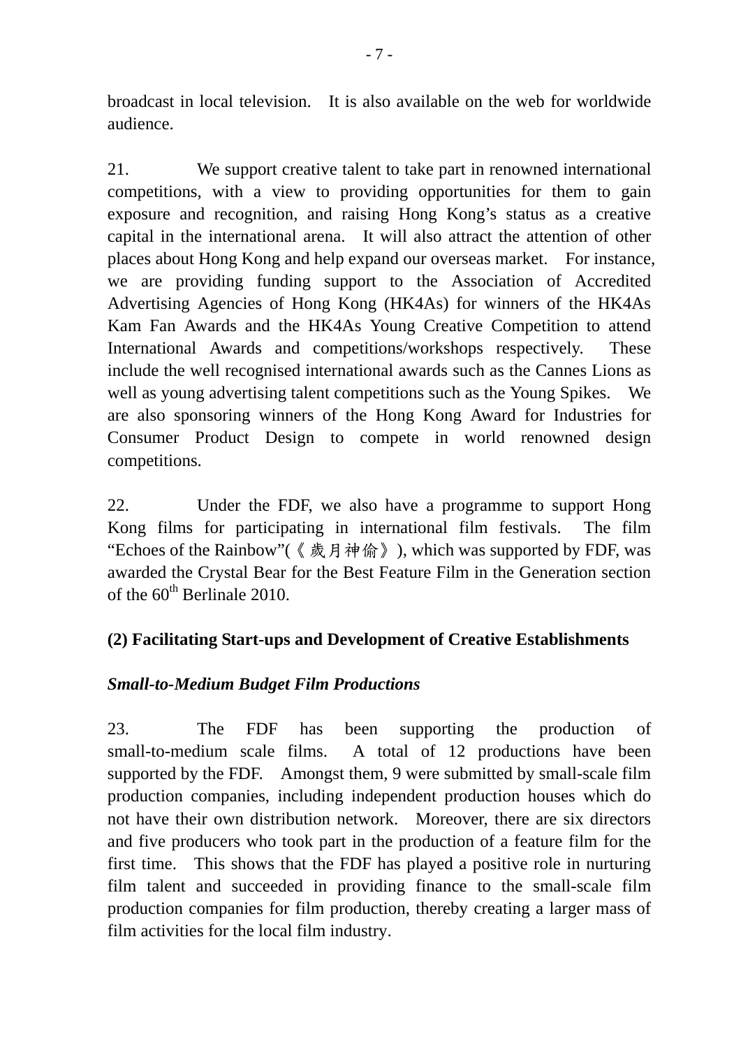broadcast in local television. It is also available on the web for worldwide audience.

21. We support creative talent to take part in renowned international competitions, with a view to providing opportunities for them to gain exposure and recognition, and raising Hong Kong's status as a creative capital in the international arena. It will also attract the attention of other places about Hong Kong and help expand our overseas market. For instance, we are providing funding support to the Association of Accredited Advertising Agencies of Hong Kong (HK4As) for winners of the HK4As Kam Fan Awards and the HK4As Young Creative Competition to attend International Awards and competitions/workshops respectively. These include the well recognised international awards such as the Cannes Lions as well as young advertising talent competitions such as the Young Spikes. We are also sponsoring winners of the Hong Kong Award for Industries for Consumer Product Design to compete in world renowned design competitions.

22. Under the FDF, we also have a programme to support Hong Kong films for participating in international film festivals. The film "Echoes of the Rainbow"(《歲月神偷》), which was supported by FDF, was awarded the Crystal Bear for the Best Feature Film in the Generation section of the 60th Berlinale 2010.

## (2) Facilitating Start-ups and Development of Creative Establishments

### *Small-to-Medium Budget Film Productions*

23. The FDF has been supporting the production of small-to-medium scale films. A total of 12 productions have been supported by the FDF. Amongst them, 9 were submitted by small-scale film production companies, including independent production houses which do not have their own distribution network. Moreover, there are six directors and five producers who took part in the production of a feature film for the first time. This shows that the FDF has played a positive role in nurturing film talent and succeeded in providing finance to the small-scale film production companies for film production, thereby creating a larger mass of film activities for the local film industry.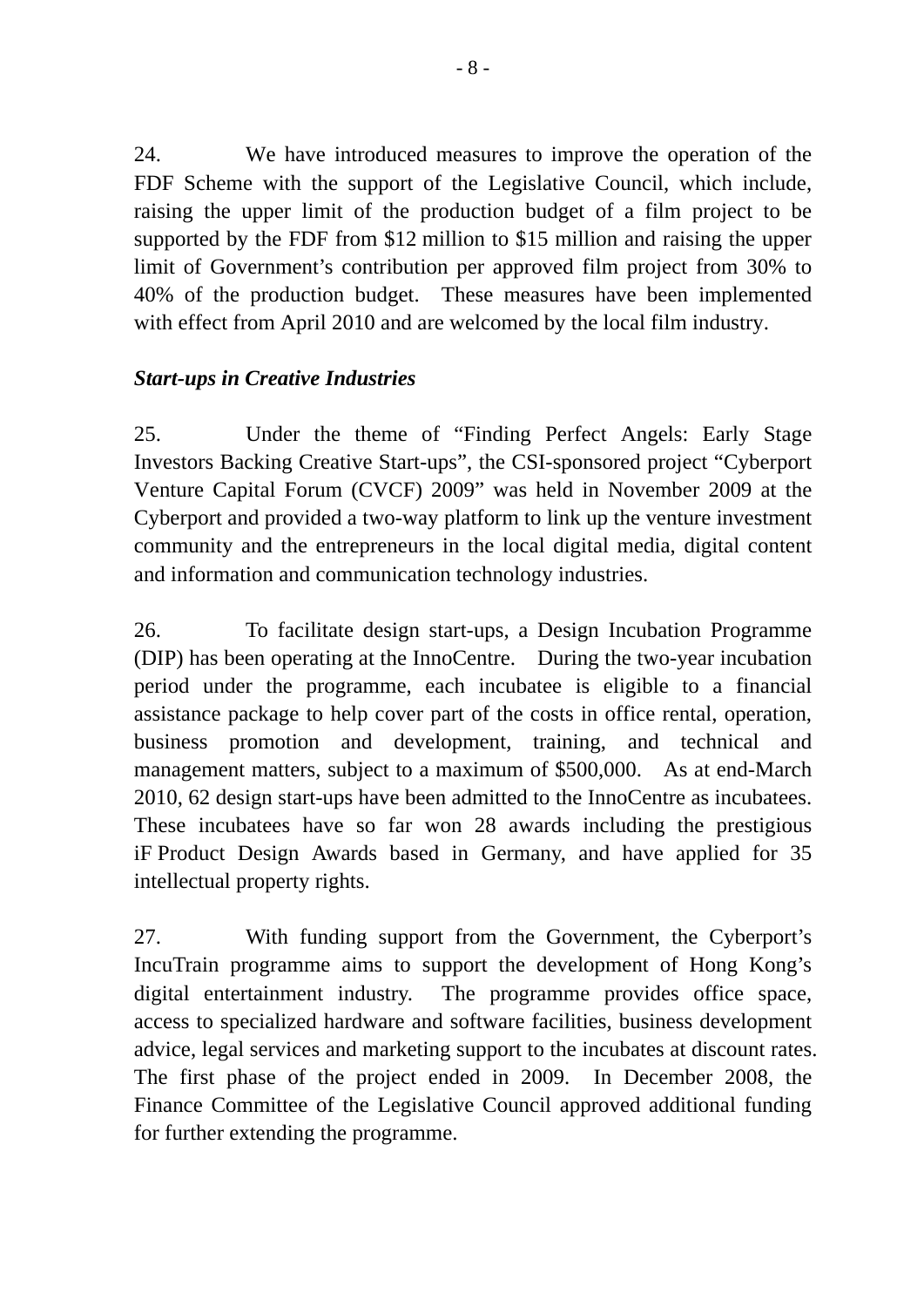24. We have introduced measures to improve the operation of the FDF Scheme with the support of the Legislative Council, which include, raising the upper limit of the production budget of a film project to be supported by the FDF from $12 million to $15 million and raising the upper limit of Government's contribution per approved film project from 30% to 40% of the production budget. These measures have been implemented with effect from April 2010 and are welcomed by the local film industry.

***Start-ups in Creative Industries***

25. Under the theme of "Finding Perfect Angels: Early Stage Investors Backing Creative Start-ups", the CSI-sponsored project "Cyberport Venture Capital Forum (CVCF) 2009" was held in November 2009 at the Cyberport and provided a two-way platform to link up the venture investment community and the entrepreneurs in the local digital media, digital content and information and communication technology industries.

26. To facilitate design start-ups, a Design Incubation Programme (DIP) has been operating at the InnoCentre. During the two-year incubation period under the programme, each incubatee is eligible to a financial assistance package to help cover part of the costs in office rental, operation, business promotion and development, training, and technical and management matters, subject to a maximum of $500,000. As at end-March 2010, 62 design start-ups have been admitted to the InnoCentre as incubatees. These incubatees have so far won 28 awards including the prestigious iF Product Design Awards based in Germany, and have applied for 35 intellectual property rights.

27. With funding support from the Government, the Cyberport's IncuTrain programme aims to support the development of Hong Kong's digital entertainment industry. The programme provides office space, access to specialized hardware and software facilities, business development advice, legal services and marketing support to the incubates at discount rates. The first phase of the project ended in 2009. In December 2008, the Finance Committee of the Legislative Council approved additional funding for further extending the programme.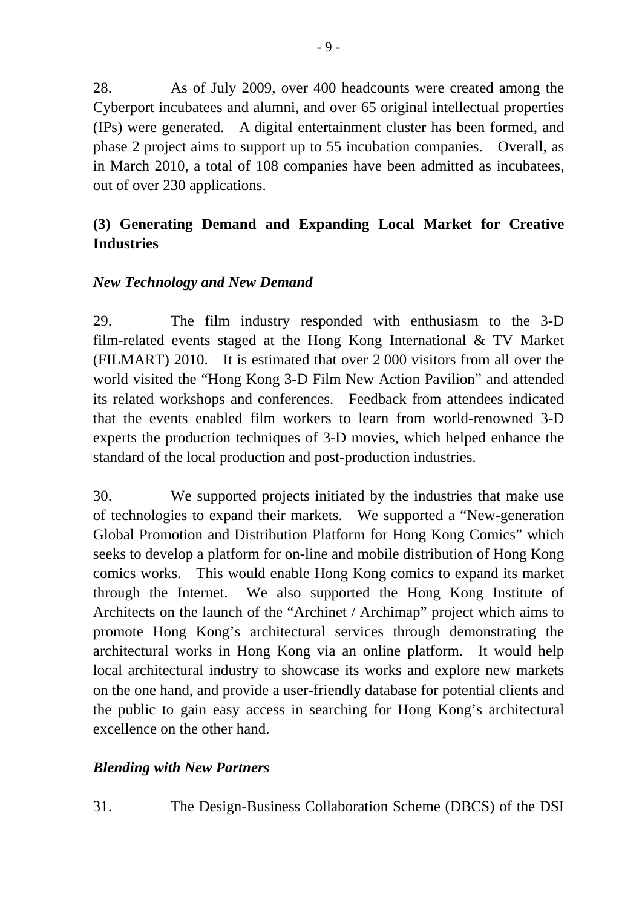28. As of July 2009, over 400 headcounts were created among the Cyberport incubatees and alumni, and over 65 original intellectual properties (IPs) were generated. A digital entertainment cluster has been formed, and phase 2 project aims to support up to 55 incubation companies. Overall, as in March 2010, a total of 108 companies have been admitted as incubatees, out of over 230 applications.

## (3) Generating Demand and Expanding Local Market for Creative Industries

### *New Technology and New Demand*

29. The film industry responded with enthusiasm to the 3-D film-related events staged at the Hong Kong International & TV Market (FILMART) 2010. It is estimated that over 2 000 visitors from all over the world visited the "Hong Kong 3-D Film New Action Pavilion" and attended its related workshops and conferences. Feedback from attendees indicated that the events enabled film workers to learn from world-renowned 3-D experts the production techniques of 3-D movies, which helped enhance the standard of the local production and post-production industries.

30. We supported projects initiated by the industries that make use of technologies to expand their markets. We supported a "New-generation Global Promotion and Distribution Platform for Hong Kong Comics" which seeks to develop a platform for on-line and mobile distribution of Hong Kong comics works. This would enable Hong Kong comics to expand its market through the Internet. We also supported the Hong Kong Institute of Architects on the launch of the "Archinet / Archimap" project which aims to promote Hong Kong's architectural services through demonstrating the architectural works in Hong Kong via an online platform. It would help local architectural industry to showcase its works and explore new markets on the one hand, and provide a user-friendly database for potential clients and the public to gain easy access in searching for Hong Kong's architectural excellence on the other hand.

### ***Blending with New Partners***

31. The Design-Business Collaboration Scheme (DBCS) of the DSI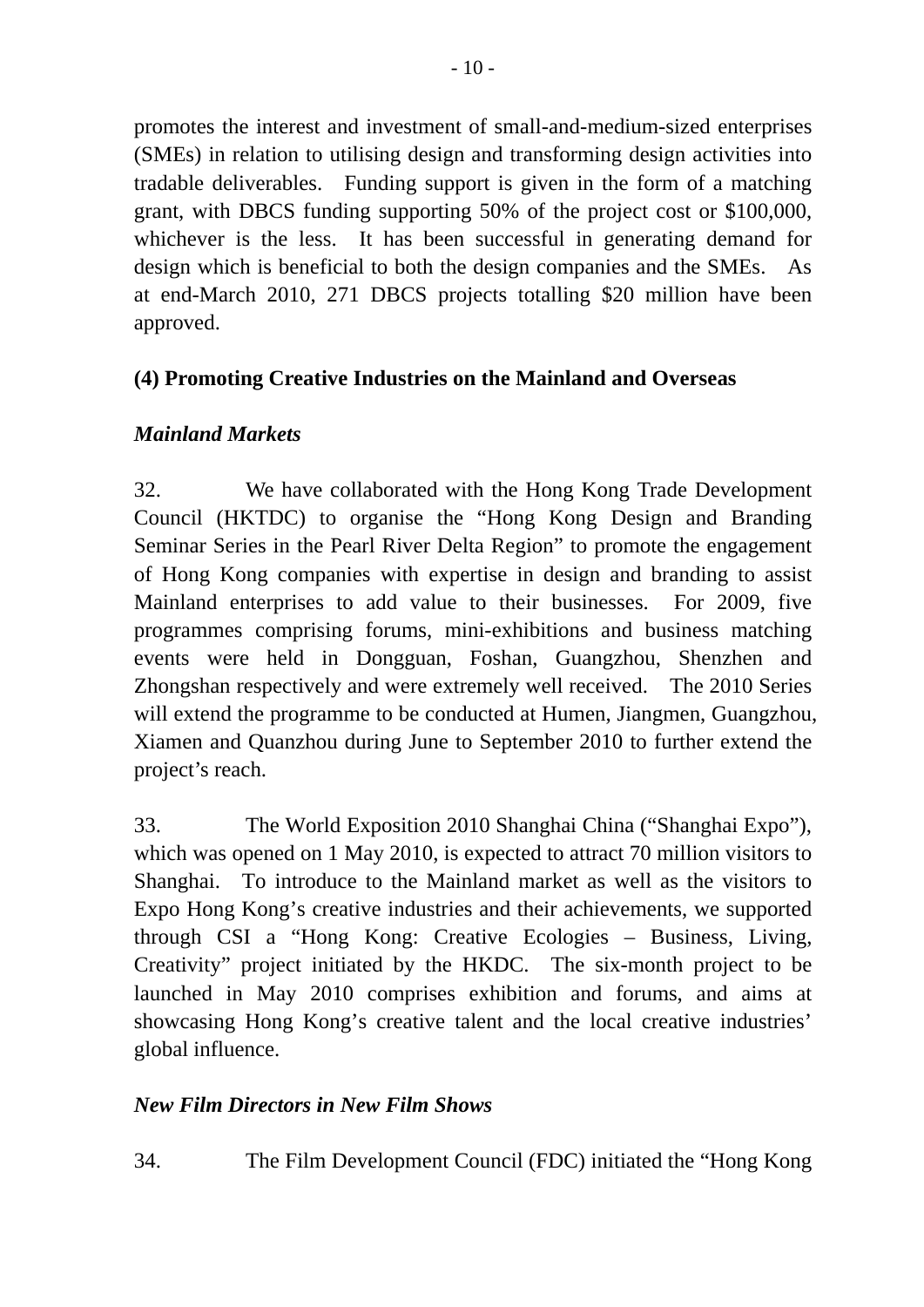promotes the interest and investment of small-and-medium-sized enterprises (SMEs) in relation to utilising design and transforming design activities into tradable deliverables. Funding support is given in the form of a matching grant, with DBCS funding supporting 50% of the project cost or $100,000, whichever is the less. It has been successful in generating demand for design which is beneficial to both the design companies and the SMEs. As at end-March 2010, 271 DBCS projects totalling $20 million have been approved.

## (4) Promoting Creative Industries on the Mainland and Overseas

### *Mainland Markets*

32. We have collaborated with the Hong Kong Trade Development Council (HKTDC) to organise the "Hong Kong Design and Branding Seminar Series in the Pearl River Delta Region" to promote the engagement of Hong Kong companies with expertise in design and branding to assist Mainland enterprises to add value to their businesses. For 2009, five programmes comprising forums, mini-exhibitions and business matching events were held in Dongguan, Foshan, Guangzhou, Shenzhen and Zhongshan respectively and were extremely well received. The 2010 Series will extend the programme to be conducted at Humen, Jiangmen, Guangzhou, Xiamen and Quanzhou during June to September 2010 to further extend the project's reach.

33. The World Exposition 2010 Shanghai China ("Shanghai Expo"), which was opened on 1 May 2010, is expected to attract 70 million visitors to Shanghai. To introduce to the Mainland market as well as the visitors to Expo Hong Kong's creative industries and their achievements, we supported through CSI a "Hong Kong: Creative Ecologies – Business, Living, Creativity" project initiated by the HKDC. The six-month project to be launched in May 2010 comprises exhibition and forums, and aims at showcasing Hong Kong's creative talent and the local creative industries' global influence.

### *New Film Directors in New Film Shows*

34. The Film Development Council (FDC) initiated the "Hong Kong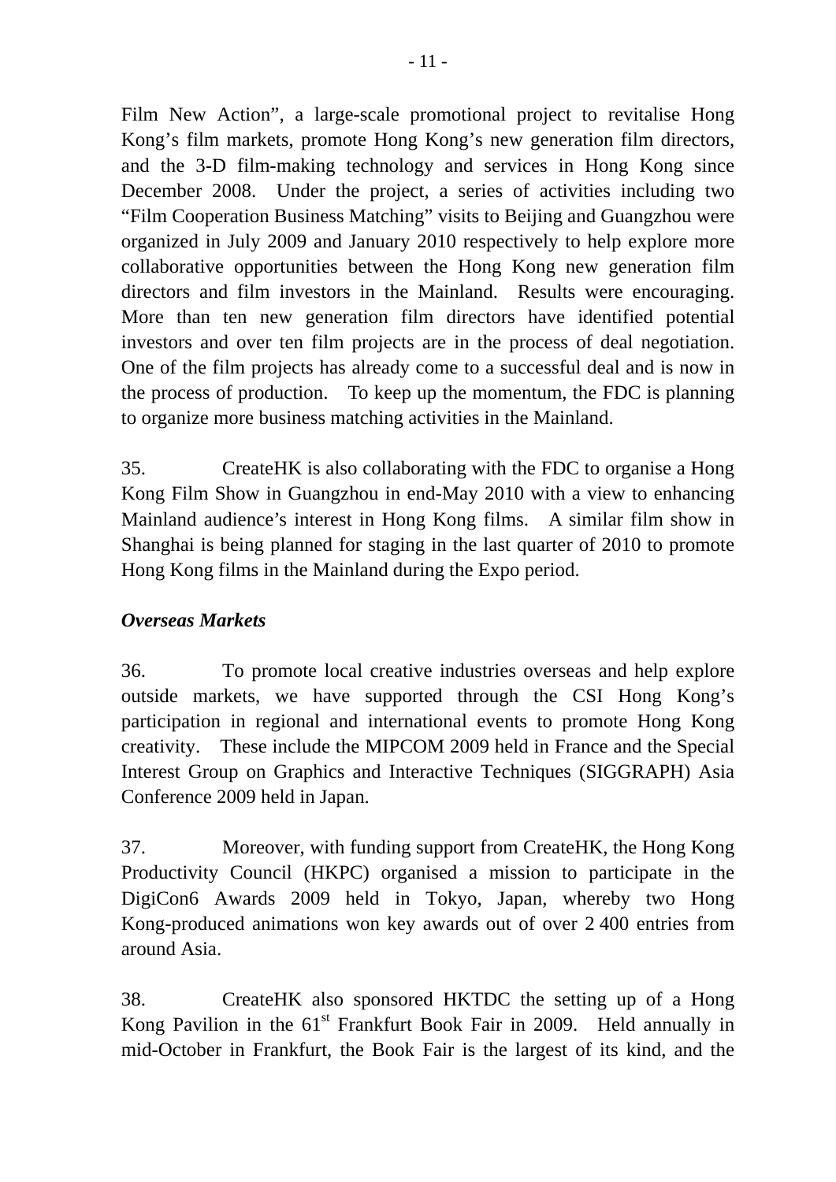Film New Action", a large-scale promotional project to revitalise Hong Kong's film markets, promote Hong Kong's new generation film directors, and the 3-D film-making technology and services in Hong Kong since December 2008. Under the project, a series of activities including two "Film Cooperation Business Matching" visits to Beijing and Guangzhou were organized in July 2009 and January 2010 respectively to help explore more collaborative opportunities between the Hong Kong new generation film directors and film investors in the Mainland. Results were encouraging. More than ten new generation film directors have identified potential investors and over ten film projects are in the process of deal negotiation. One of the film projects has already come to a successful deal and is now in the process of production. To keep up the momentum, the FDC is planning to organize more business matching activities in the Mainland.

35. CreateHK is also collaborating with the FDC to organise a Hong Kong Film Show in Guangzhou in end-May 2010 with a view to enhancing Mainland audience's interest in Hong Kong films. A similar film show in Shanghai is being planned for staging in the last quarter of 2010 to promote Hong Kong films in the Mainland during the Expo period.

***Overseas Markets***

36. To promote local creative industries overseas and help explore outside markets, we have supported through the CSI Hong Kong's participation in regional and international events to promote Hong Kong creativity. These include the MIPCOM 2009 held in France and the Special Interest Group on Graphics and Interactive Techniques (SIGGRAPH) Asia Conference 2009 held in Japan.

37. Moreover, with funding support from CreateHK, the Hong Kong Productivity Council (HKPC) organised a mission to participate in the DigiCon6 Awards 2009 held in Tokyo, Japan, whereby two Hong Kong-produced animations won key awards out of over 2 400 entries from around Asia.

38. CreateHK also sponsored HKTDC the setting up of a Hong Kong Pavilion in the 61st Frankfurt Book Fair in 2009. Held annually in mid-October in Frankfurt, the Book Fair is the largest of its kind, and the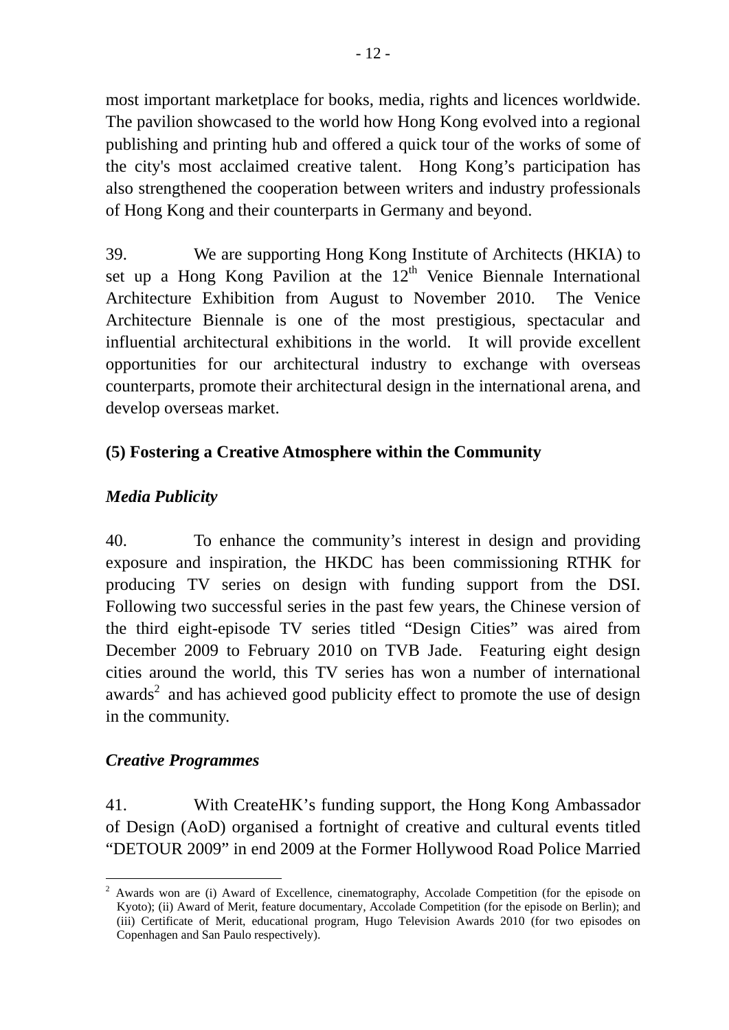most important marketplace for books, media, rights and licences worldwide. The pavilion showcased to the world how Hong Kong evolved into a regional publishing and printing hub and offered a quick tour of the works of some of the city's most acclaimed creative talent. Hong Kong's participation has also strengthened the cooperation between writers and industry professionals of Hong Kong and their counterparts in Germany and beyond.

39. We are supporting Hong Kong Institute of Architects (HKIA) to set up a Hong Kong Pavilion at the 12th Venice Biennale International Architecture Exhibition from August to November 2010. The Venice Architecture Biennale is one of the most prestigious, spectacular and influential architectural exhibitions in the world. It will provide excellent opportunities for our architectural industry to exchange with overseas counterparts, promote their architectural design in the international arena, and develop overseas market.

**(5) Fostering a Creative Atmosphere within the Community**

***Media Publicity***

40. To enhance the community's interest in design and providing exposure and inspiration, the HKDC has been commissioning RTHK for producing TV series on design with funding support from the DSI. Following two successful series in the past few years, the Chinese version of the third eight-episode TV series titled "Design Cities" was aired from December 2009 to February 2010 on TVB Jade. Featuring eight design cities around the world, this TV series has won a number of international awards[2] and has achieved good publicity effect to promote the use of design in the community.

***Creative Programmes***

41. With CreateHK's funding support, the Hong Kong Ambassador of Design (AoD) organised a fortnight of creative and cultural events titled "DETOUR 2009" in end 2009 at the Former Hollywood Road Police Married

---

[2] Awards won are (i) Award of Excellence, cinematography, Accolade Competition (for the episode on Kyoto); (ii) Award of Merit, feature documentary, Accolade Competition (for the episode on Berlin); and (iii) Certificate of Merit, educational program, Hugo Television Awards 2010 (for two episodes on Copenhagen and San Paulo respectively).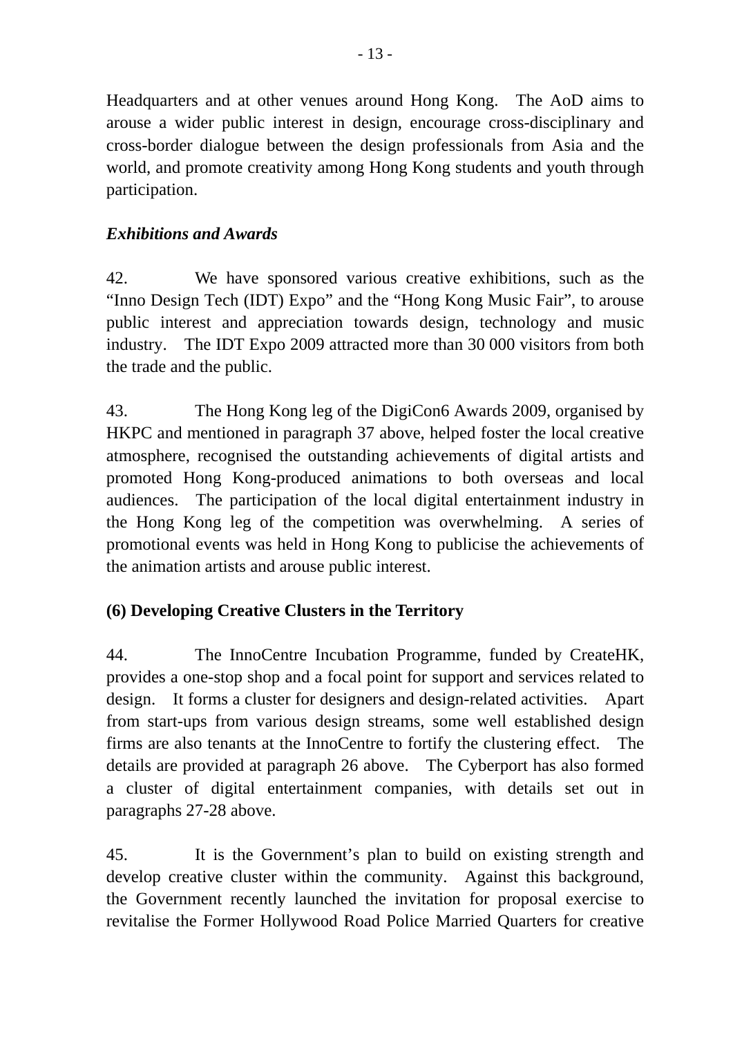Headquarters and at other venues around Hong Kong. The AoD aims to arouse a wider public interest in design, encourage cross-disciplinary and cross-border dialogue between the design professionals from Asia and the world, and promote creativity among Hong Kong students and youth through participation.

### *Exhibitions and Awards*

42. We have sponsored various creative exhibitions, such as the "Inno Design Tech (IDT) Expo" and the "Hong Kong Music Fair", to arouse public interest and appreciation towards design, technology and music industry. The IDT Expo 2009 attracted more than 30 000 visitors from both the trade and the public.

43. The Hong Kong leg of the DigiCon6 Awards 2009, organised by HKPC and mentioned in paragraph 37 above, helped foster the local creative atmosphere, recognised the outstanding achievements of digital artists and promoted Hong Kong-produced animations to both overseas and local audiences. The participation of the local digital entertainment industry in the Hong Kong leg of the competition was overwhelming. A series of promotional events was held in Hong Kong to publicise the achievements of the animation artists and arouse public interest.

## (6) Developing Creative Clusters in the Territory

44. The InnoCentre Incubation Programme, funded by CreateHK, provides a one-stop shop and a focal point for support and services related to design. It forms a cluster for designers and design-related activities. Apart from start-ups from various design streams, some well established design firms are also tenants at the InnoCentre to fortify the clustering effect. The details are provided at paragraph 26 above. The Cyberport has also formed a cluster of digital entertainment companies, with details set out in paragraphs 27-28 above.

45. It is the Government's plan to build on existing strength and develop creative cluster within the community. Against this background, the Government recently launched the invitation for proposal exercise to revitalise the Former Hollywood Road Police Married Quarters for creative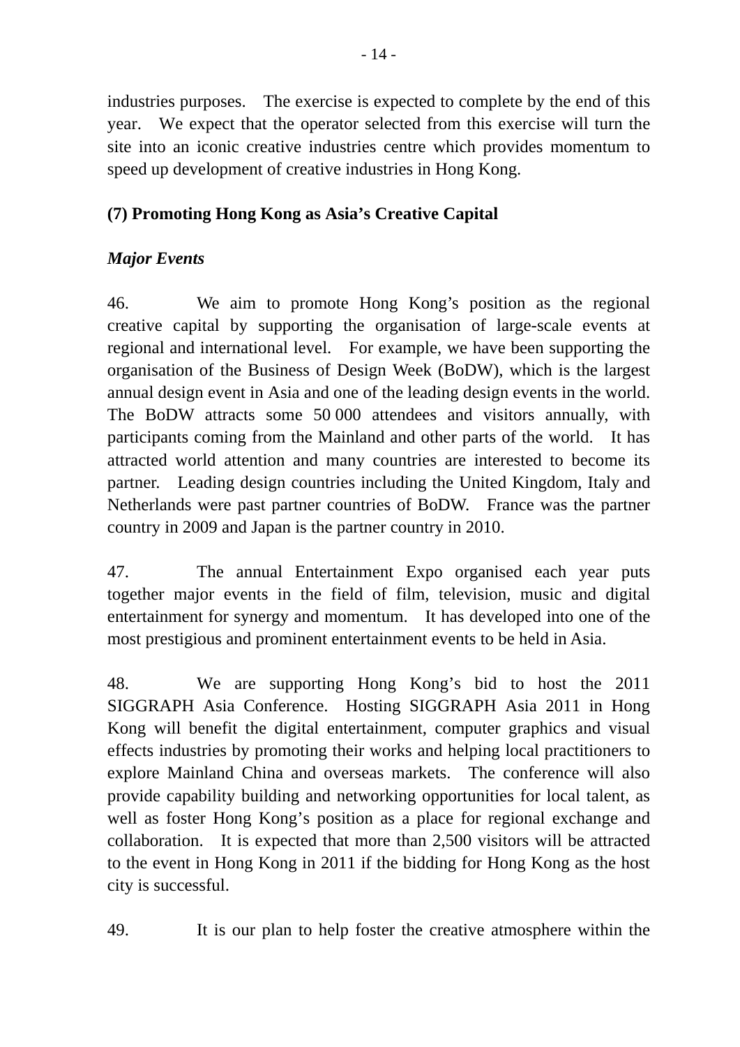industries purposes. The exercise is expected to complete by the end of this year. We expect that the operator selected from this exercise will turn the site into an iconic creative industries centre which provides momentum to speed up development of creative industries in Hong Kong.

**(7) Promoting Hong Kong as Asia's Creative Capital**

***Major Events***

46. We aim to promote Hong Kong's position as the regional creative capital by supporting the organisation of large-scale events at regional and international level. For example, we have been supporting the organisation of the Business of Design Week (BoDW), which is the largest annual design event in Asia and one of the leading design events in the world. The BoDW attracts some 50 000 attendees and visitors annually, with participants coming from the Mainland and other parts of the world. It has attracted world attention and many countries are interested to become its partner. Leading design countries including the United Kingdom, Italy and Netherlands were past partner countries of BoDW. France was the partner country in 2009 and Japan is the partner country in 2010.

47. The annual Entertainment Expo organised each year puts together major events in the field of film, television, music and digital entertainment for synergy and momentum. It has developed into one of the most prestigious and prominent entertainment events to be held in Asia.

48. We are supporting Hong Kong's bid to host the 2011 SIGGRAPH Asia Conference. Hosting SIGGRAPH Asia 2011 in Hong Kong will benefit the digital entertainment, computer graphics and visual effects industries by promoting their works and helping local practitioners to explore Mainland China and overseas markets. The conference will also provide capability building and networking opportunities for local talent, as well as foster Hong Kong's position as a place for regional exchange and collaboration. It is expected that more than 2,500 visitors will be attracted to the event in Hong Kong in 2011 if the bidding for Hong Kong as the host city is successful.

49. It is our plan to help foster the creative atmosphere within the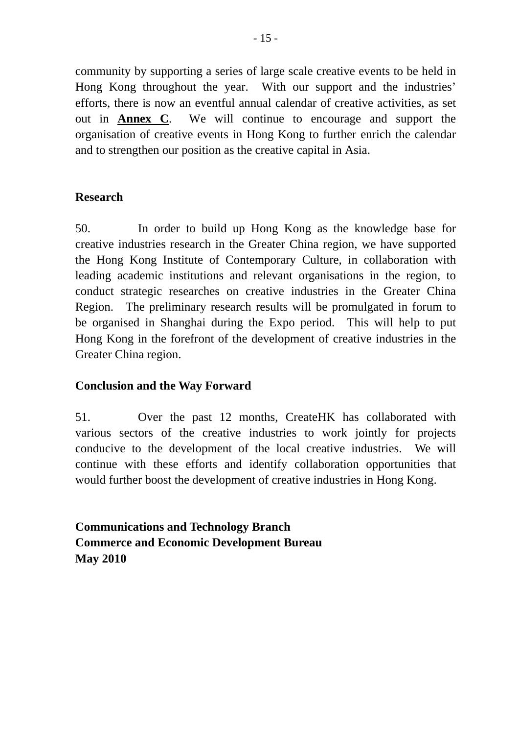community by supporting a series of large scale creative events to be held in Hong Kong throughout the year. With our support and the industries' efforts, there is now an eventful annual calendar of creative activities, as set out in **Annex C**. We will continue to encourage and support the organisation of creative events in Hong Kong to further enrich the calendar and to strengthen our position as the creative capital in Asia.

**Research**

50. In order to build up Hong Kong as the knowledge base for creative industries research in the Greater China region, we have supported the Hong Kong Institute of Contemporary Culture, in collaboration with leading academic institutions and relevant organisations in the region, to conduct strategic researches on creative industries in the Greater China Region. The preliminary research results will be promulgated in forum to be organised in Shanghai during the Expo period. This will help to put Hong Kong in the forefront of the development of creative industries in the Greater China region.

**Conclusion and the Way Forward**

51. Over the past 12 months, CreateHK has collaborated with various sectors of the creative industries to work jointly for projects conducive to the development of the local creative industries. We will continue with these efforts and identify collaboration opportunities that would further boost the development of creative industries in Hong Kong.

**Communications and Technology Branch**
**Commerce and Economic Development Bureau**
**May 2010**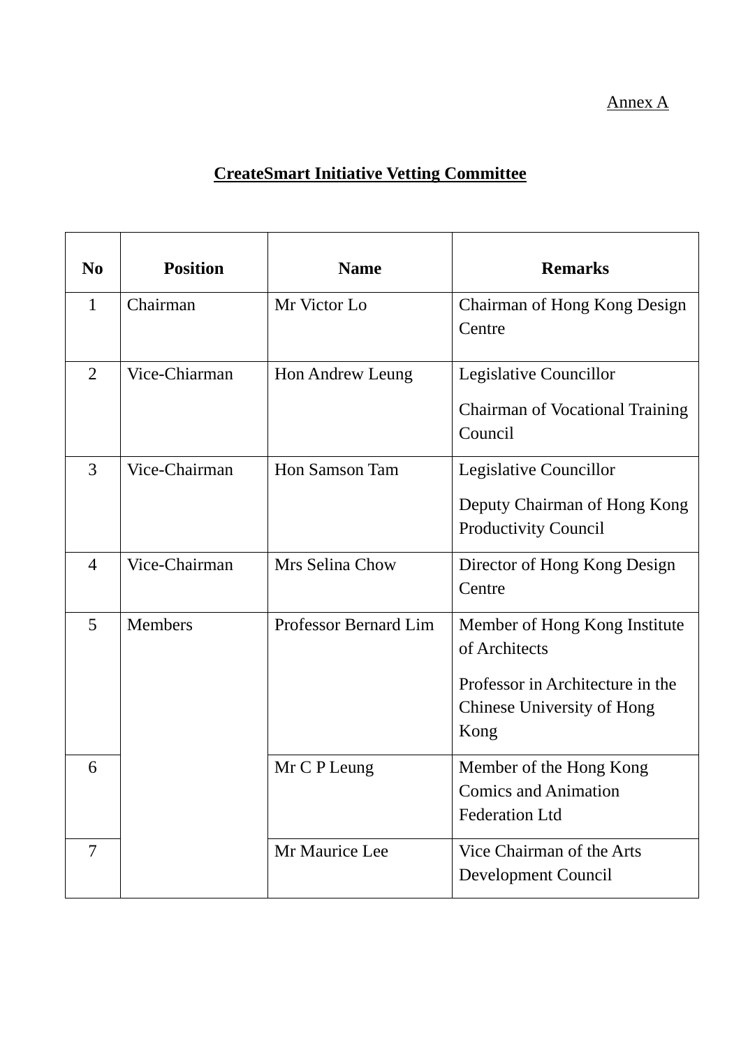Annex A

# CreateSmart Initiative Vetting Committee

| No | Position | Name | Remarks |
|---|---|---|---|
| 1 | Chairman | Mr Victor Lo | Chairman of Hong Kong Design Centre |
| 2 | Vice-Chiarman | Hon Andrew Leung | Legislative Councillor<br><br>Chairman of Vocational Training Council |
| 3 | Vice-Chairman | Hon Samson Tam | Legislative Councillor<br><br>Deputy Chairman of Hong Kong Productivity Council |
| 4 | Vice-Chairman | Mrs Selina Chow | Director of Hong Kong Design Centre |
| 5 | Members | Professor Bernard Lim | Member of Hong Kong Institute of Architects<br><br>Professor in Architecture in the Chinese University of Hong Kong |
| 6 | | Mr C P Leung | Member of the Hong Kong Comics and Animation Federation Ltd |
| 7 | | Mr Maurice Lee | Vice Chairman of the Arts Development Council |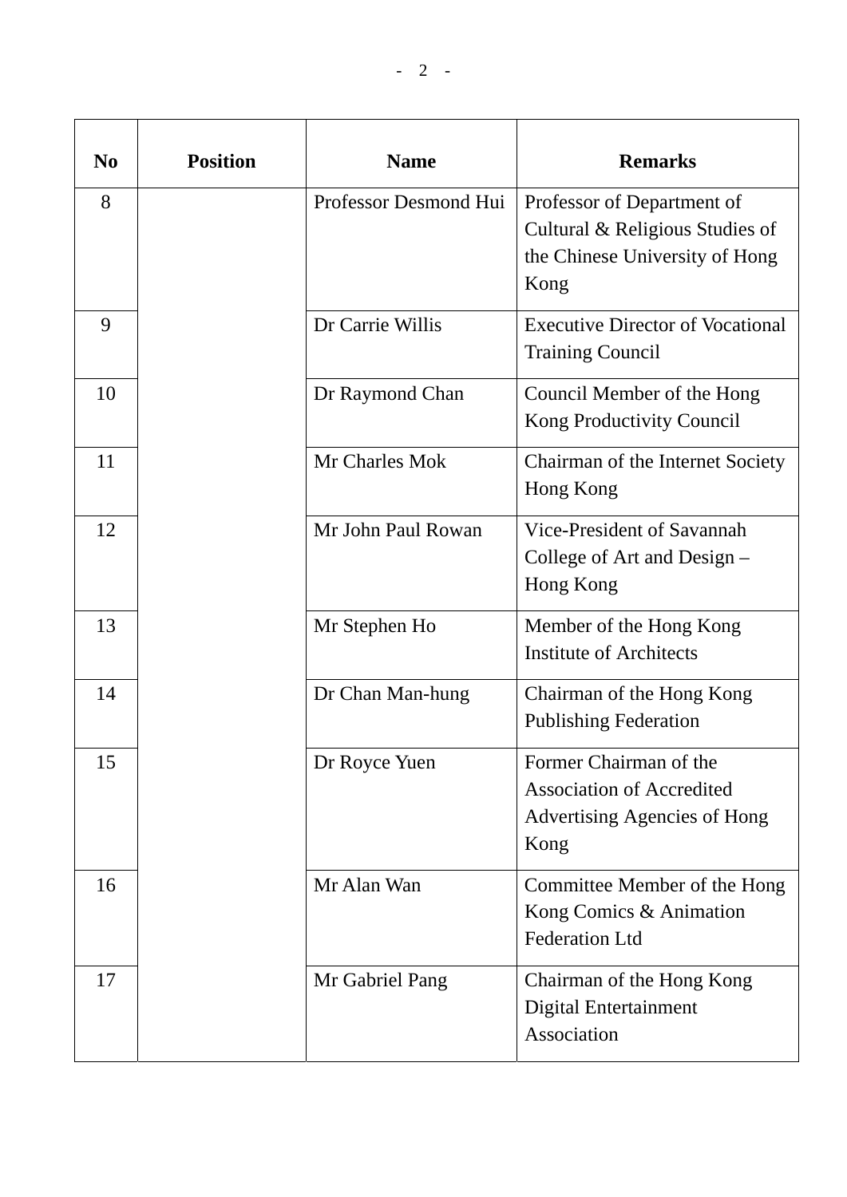| No | Position | Name | Remarks |
|---|---|---|---|
| 8 | | Professor Desmond Hui | Professor of Department of Cultural & Religious Studies of the Chinese University of Hong Kong |
| 9 | | Dr Carrie Willis | Executive Director of Vocational Training Council |
| 10 | | Dr Raymond Chan | Council Member of the Hong Kong Productivity Council |
| 11 | | Mr Charles Mok | Chairman of the Internet Society Hong Kong |
| 12 | | Mr John Paul Rowan | Vice-President of Savannah College of Art and Design – Hong Kong |
| 13 | | Mr Stephen Ho | Member of the Hong Kong Institute of Architects |
| 14 | | Dr Chan Man-hung | Chairman of the Hong Kong Publishing Federation |
| 15 | | Dr Royce Yuen | Former Chairman of the Association of Accredited Advertising Agencies of Hong Kong |
| 16 | | Mr Alan Wan | Committee Member of the Hong Kong Comics & Animation Federation Ltd |
| 17 | | Mr Gabriel Pang | Chairman of the Hong Kong Digital Entertainment Association |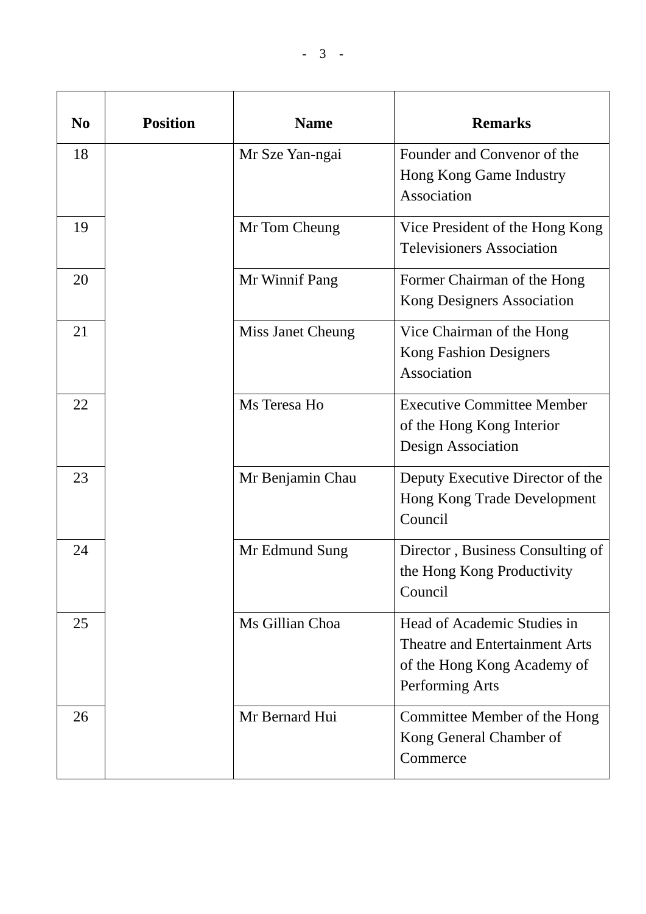| No | Position | Name | Remarks |
|---|---|---|---|
| 18 | | Mr Sze Yan-ngai | Founder and Convenor of the Hong Kong Game Industry Association |
| 19 | | Mr Tom Cheung | Vice President of the Hong Kong Televisioners Association |
| 20 | | Mr Winnif Pang | Former Chairman of the Hong Kong Designers Association |
| 21 | | Miss Janet Cheung | Vice Chairman of the Hong Kong Fashion Designers Association |
| 22 | | Ms Teresa Ho | Executive Committee Member of the Hong Kong Interior Design Association |
| 23 | | Mr Benjamin Chau | Deputy Executive Director of the Hong Kong Trade Development Council |
| 24 | | Mr Edmund Sung | Director , Business Consulting of the Hong Kong Productivity Council |
| 25 | | Ms Gillian Choa | Head of Academic Studies in Theatre and Entertainment Arts of the Hong Kong Academy of Performing Arts |
| 26 | | Mr Bernard Hui | Committee Member of the Hong Kong General Chamber of Commerce |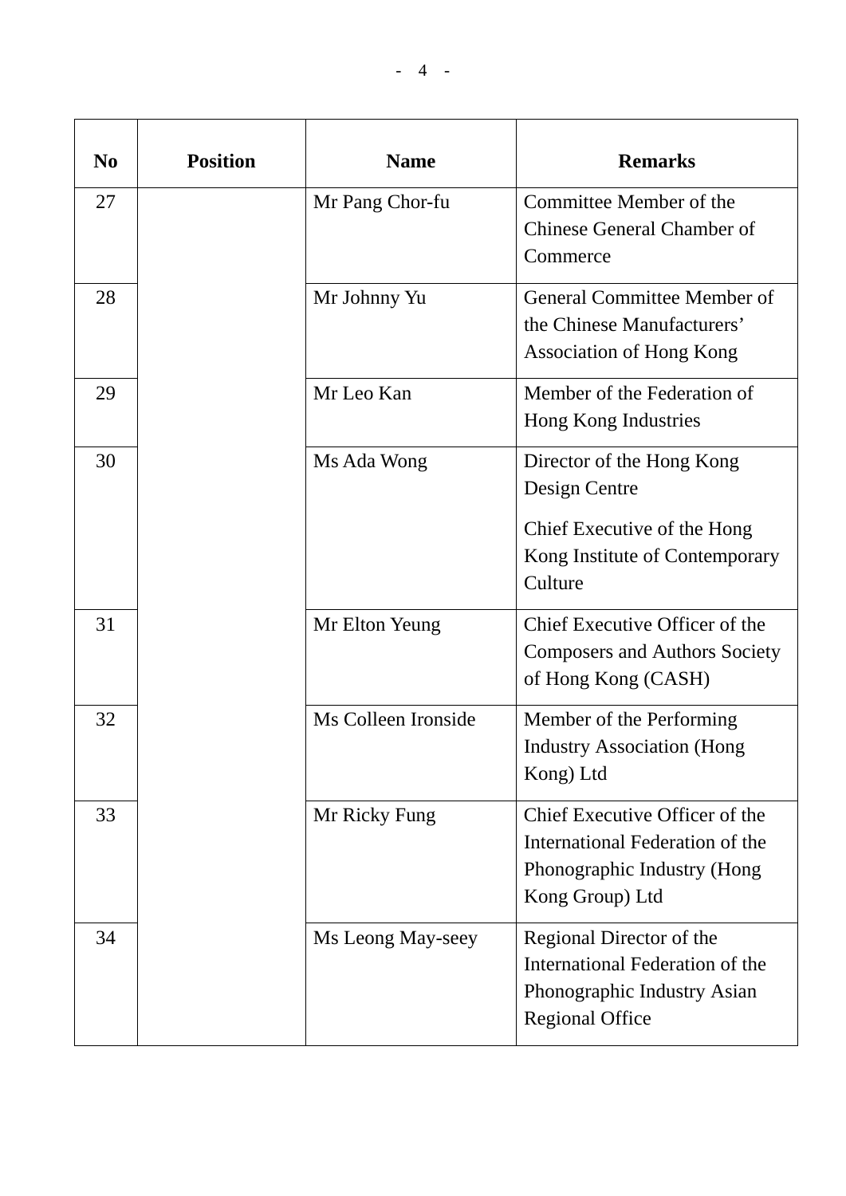| No | Position | Name | Remarks |
|---|---|---|---|
| 27 | | Mr Pang Chor-fu | Committee Member of the Chinese General Chamber of Commerce |
| 28 | | Mr Johnny Yu | General Committee Member of the Chinese Manufacturers' Association of Hong Kong |
| 29 | | Mr Leo Kan | Member of the Federation of Hong Kong Industries |
| 30 | | Ms Ada Wong | Director of the Hong Kong Design Centre<br><br>Chief Executive of the Hong Kong Institute of Contemporary Culture |
| 31 | | Mr Elton Yeung | Chief Executive Officer of the Composers and Authors Society of Hong Kong (CASH) |
| 32 | | Ms Colleen Ironside | Member of the Performing Industry Association (Hong Kong) Ltd |
| 33 | | Mr Ricky Fung | Chief Executive Officer of the International Federation of the Phonographic Industry (Hong Kong Group) Ltd |
| 34 | | Ms Leong May-seey | Regional Director of the International Federation of the Phonographic Industry Asian Regional Office |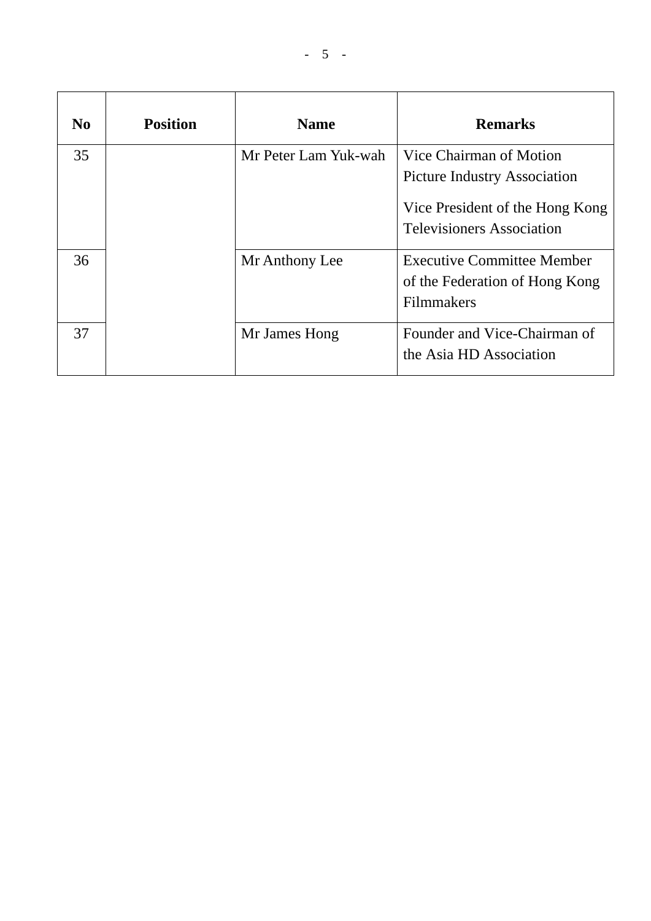| No | Position | Name | Remarks |
|---|---|---|---|
| 35 | | Mr Peter Lam Yuk-wah | Vice Chairman of Motion Picture Industry Association<br><br>Vice President of the Hong Kong Televisioners Association |
| 36 | | Mr Anthony Lee | Executive Committee Member of the Federation of Hong Kong Filmmakers |
| 37 | | Mr James Hong | Founder and Vice-Chairman of the Asia HD Association |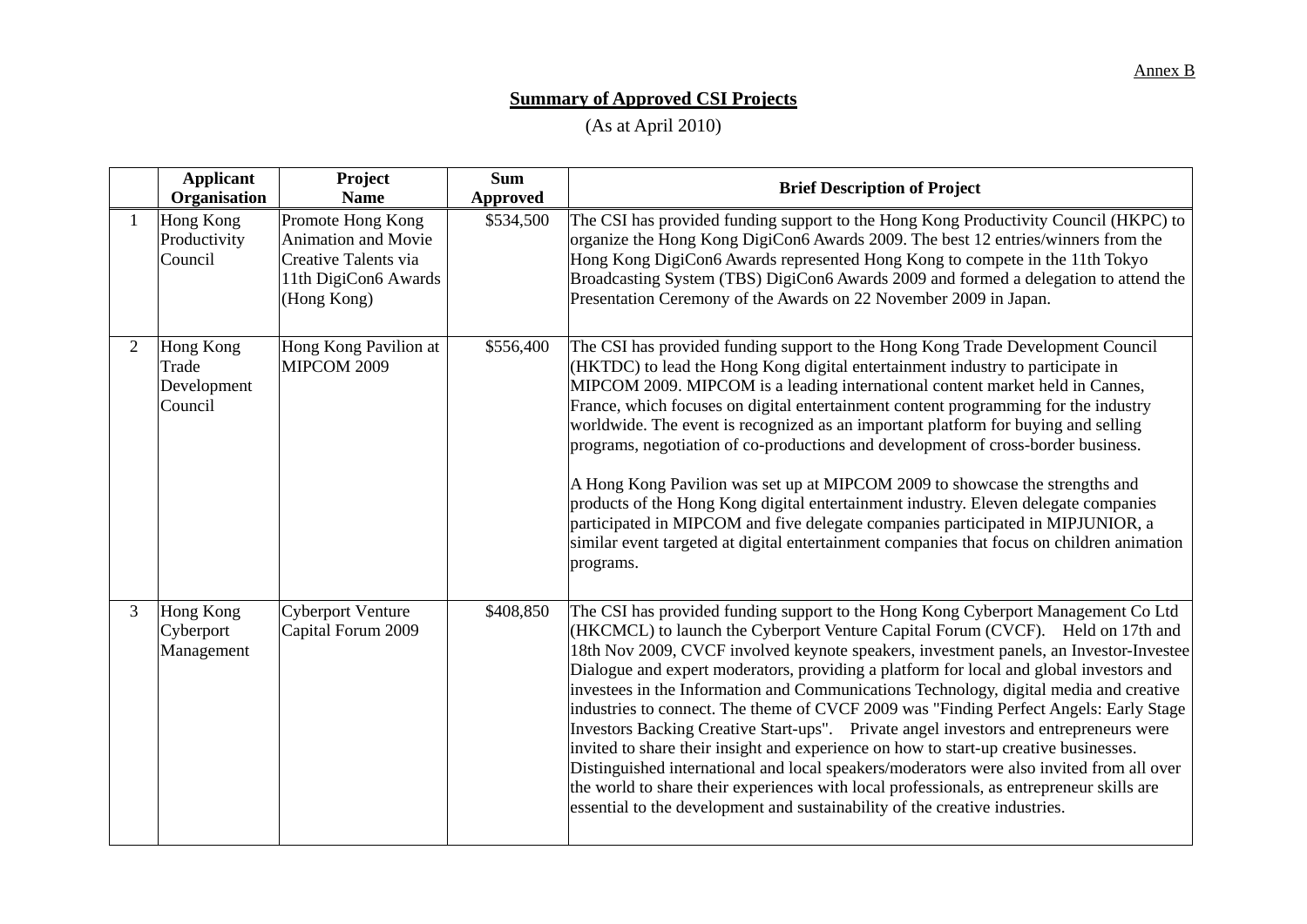Annex B

**Summary of Approved CSI Projects**

(As at April 2010)

| | Applicant Organisation | Project Name | Sum Approved | Brief Description of Project |
|---|---|---|---|---|
| 1 | Hong Kong Productivity Council | Promote Hong Kong Animation and Movie Creative Talents via 11th DigiCon6 Awards (Hong Kong) | \$534,500 | The CSI has provided funding support to the Hong Kong Productivity Council (HKPC) to organize the Hong Kong DigiCon6 Awards 2009. The best 12 entries/winners from the Hong Kong DigiCon6 Awards represented Hong Kong to compete in the 11th Tokyo Broadcasting System (TBS) DigiCon6 Awards 2009 and formed a delegation to attend the Presentation Ceremony of the Awards on 22 November 2009 in Japan. |
| 2 | Hong Kong Trade Development Council | Hong Kong Pavilion at MIPCOM 2009 | \$556,400 | The CSI has provided funding support to the Hong Kong Trade Development Council (HKTDC) to lead the Hong Kong digital entertainment industry to participate in MIPCOM 2009. MIPCOM is a leading international content market held in Cannes, France, which focuses on digital entertainment content programming for the industry worldwide. The event is recognized as an important platform for buying and selling programs, negotiation of co-productions and development of cross-border business.<br><br>A Hong Kong Pavilion was set up at MIPCOM 2009 to showcase the strengths and products of the Hong Kong digital entertainment industry. Eleven delegate companies participated in MIPCOM and five delegate companies participated in MIPJUNIOR, a similar event targeted at digital entertainment companies that focus on children animation programs. |
| 3 | Hong Kong Cyberport Management | Cyberport Venture Capital Forum 2009 | \$408,850 | The CSI has provided funding support to the Hong Kong Cyberport Management Co Ltd (HKCMCL) to launch the Cyberport Venture Capital Forum (CVCF). Held on 17th and 18th Nov 2009, CVCF involved keynote speakers, investment panels, an Investor-Investee Dialogue and expert moderators, providing a platform for local and global investors and investees in the Information and Communications Technology, digital media and creative industries to connect. The theme of CVCF 2009 was "Finding Perfect Angels: Early Stage Investors Backing Creative Start-ups". Private angel investors and entrepreneurs were invited to share their insight and experience on how to start-up creative businesses. Distinguished international and local speakers/moderators were also invited from all over the world to share their experiences with local professionals, as entrepreneur skills are essential to the development and sustainability of the creative industries. |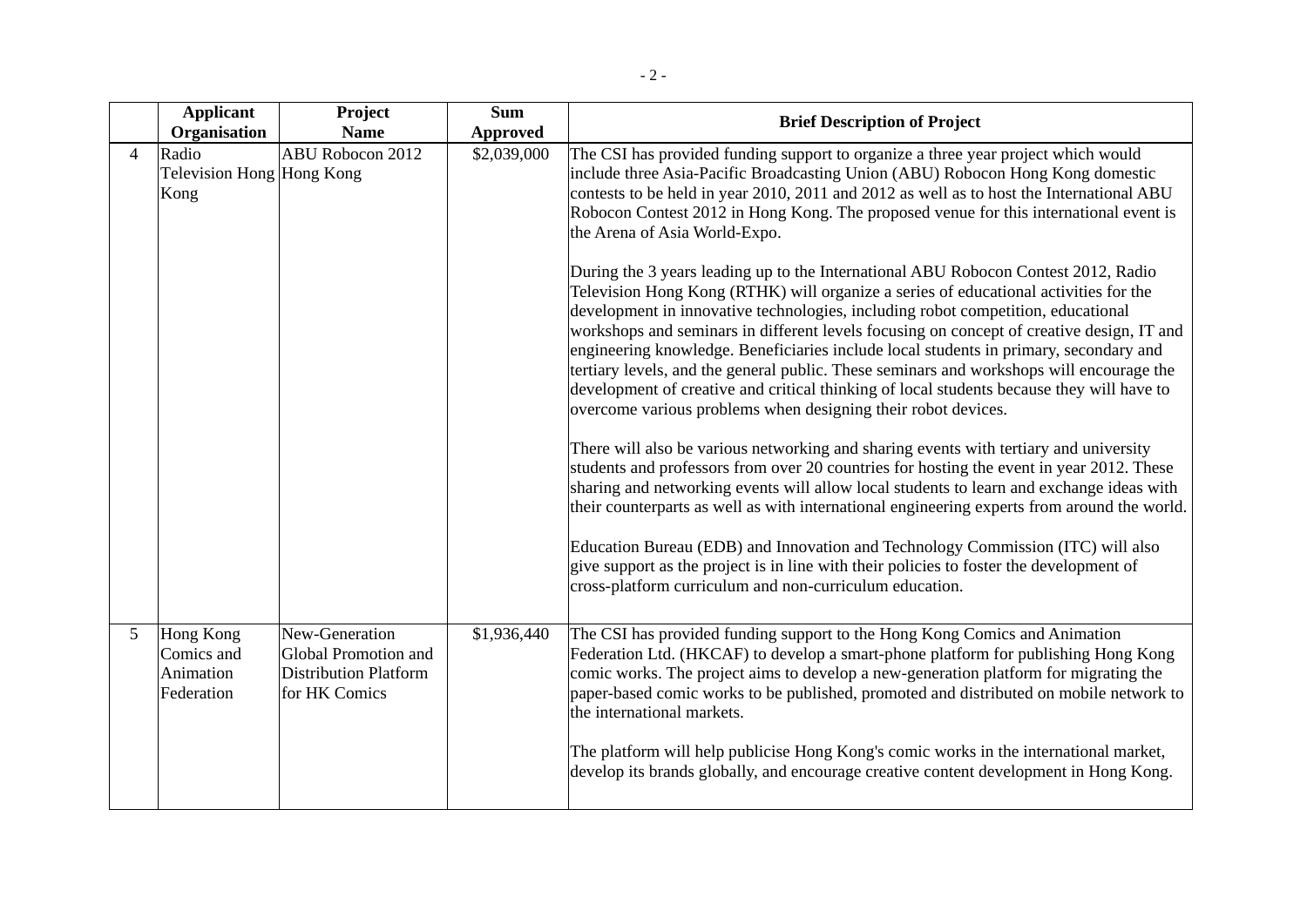| | Applicant Organisation | Project Name | Sum Approved | Brief Description of Project |
|---|---|---|---|---|
| 4 | Radio Television Hong Kong | ABU Robocon 2012 Hong Kong | $2,039,000 | The CSI has provided funding support to organize a three year project which would include three Asia-Pacific Broadcasting Union (ABU) Robocon Hong Kong domestic contests to be held in year 2010, 2011 and 2012 as well as to host the International ABU Robocon Contest 2012 in Hong Kong. The proposed venue for this international event is the Arena of Asia World-Expo.<br><br>During the 3 years leading up to the International ABU Robocon Contest 2012, Radio Television Hong Kong (RTHK) will organize a series of educational activities for the development in innovative technologies, including robot competition, educational workshops and seminars in different levels focusing on concept of creative design, IT and engineering knowledge. Beneficiaries include local students in primary, secondary and tertiary levels, and the general public. These seminars and workshops will encourage the development of creative and critical thinking of local students because they will have to overcome various problems when designing their robot devices.<br><br>There will also be various networking and sharing events with tertiary and university students and professors from over 20 countries for hosting the event in year 2012. These sharing and networking events will allow local students to learn and exchange ideas with their counterparts as well as with international engineering experts from around the world.<br><br>Education Bureau (EDB) and Innovation and Technology Commission (ITC) will also give support as the project is in line with their policies to foster the development of cross-platform curriculum and non-curriculum education. |
| 5 | Hong Kong Comics and Animation Federation | New-Generation Global Promotion and Distribution Platform for HK Comics | $1,936,440 | The CSI has provided funding support to the Hong Kong Comics and Animation Federation Ltd. (HKCAF) to develop a smart-phone platform for publishing Hong Kong comic works. The project aims to develop a new-generation platform for migrating the paper-based comic works to be published, promoted and distributed on mobile network to the international markets.<br><br>The platform will help publicise Hong Kong's comic works in the international market, develop its brands globally, and encourage creative content development in Hong Kong. |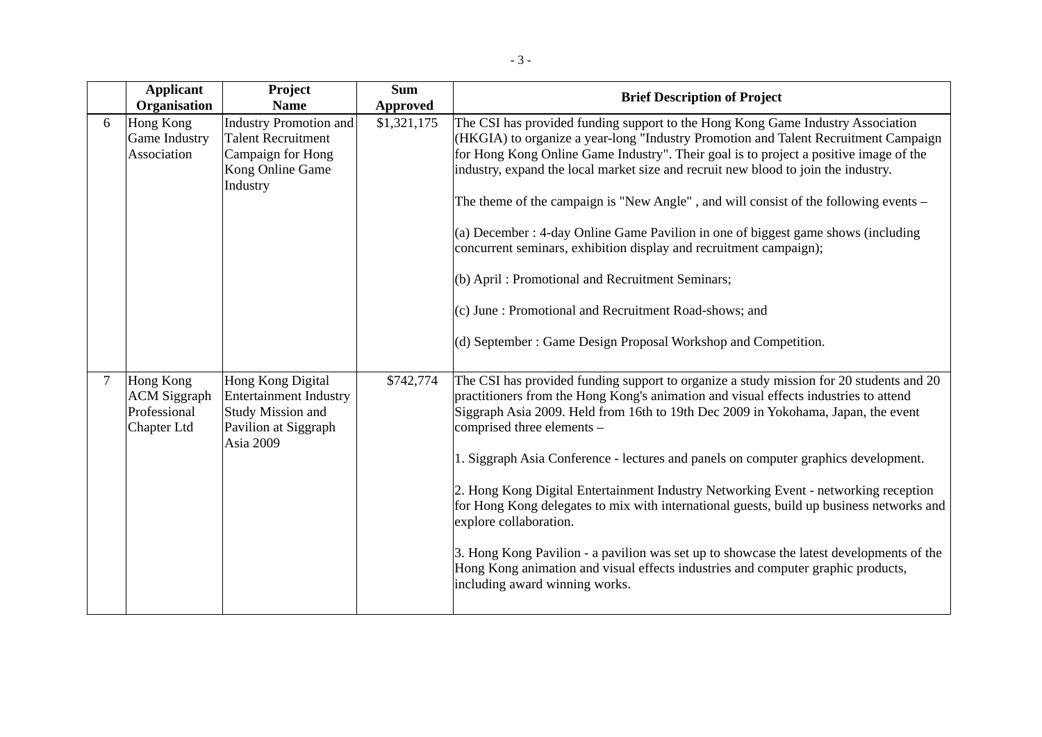| | Applicant Organisation | Project Name | Sum Approved | Brief Description of Project |
|---|---|---|---|---|
| 6 | Hong Kong Game Industry Association | Industry Promotion and Talent Recruitment Campaign for Hong Kong Online Game Industry | $1,321,175 | The CSI has provided funding support to the Hong Kong Game Industry Association (HKGIA) to organize a year-long "Industry Promotion and Talent Recruitment Campaign for Hong Kong Online Game Industry". Their goal is to project a positive image of the industry, expand the local market size and recruit new blood to join the industry.<br><br>The theme of the campaign is "New Angle" , and will consist of the following events –<br><br>(a) December : 4-day Online Game Pavilion in one of biggest game shows (including concurrent seminars, exhibition display and recruitment campaign);<br><br>(b) April : Promotional and Recruitment Seminars;<br><br>(c) June : Promotional and Recruitment Road-shows; and<br><br>(d) September : Game Design Proposal Workshop and Competition. |
| 7 | Hong Kong ACM Siggraph Professional Chapter Ltd | Hong Kong Digital Entertainment Industry Study Mission and Pavilion at Siggraph Asia 2009 | $742,774 | The CSI has provided funding support to organize a study mission for 20 students and 20 practitioners from the Hong Kong's animation and visual effects industries to attend Siggraph Asia 2009. Held from 16th to 19th Dec 2009 in Yokohama, Japan, the event comprised three elements –<br><br>1. Siggraph Asia Conference - lectures and panels on computer graphics development.<br><br>2. Hong Kong Digital Entertainment Industry Networking Event - networking reception for Hong Kong delegates to mix with international guests, build up business networks and explore collaboration.<br><br>3. Hong Kong Pavilion - a pavilion was set up to showcase the latest developments of the Hong Kong animation and visual effects industries and computer graphic products, including award winning works. |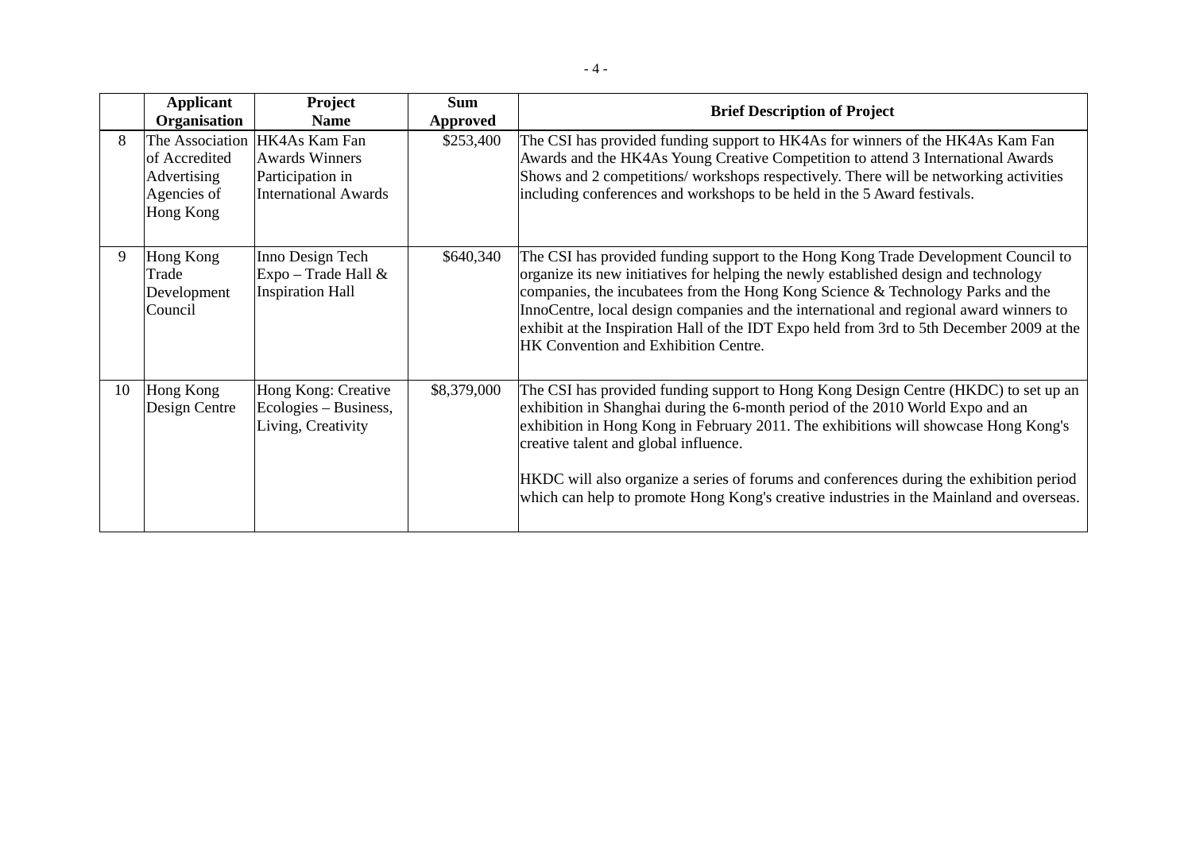|  | Applicant Organisation | Project Name | Sum Approved | Brief Description of Project |
|---|---|---|---|---|
| 8 | The Association of Accredited Advertising Agencies of Hong Kong | HK4As Kam Fan Awards Winners Participation in International Awards | $253,400 | The CSI has provided funding support to HK4As for winners of the HK4As Kam Fan Awards and the HK4As Young Creative Competition to attend 3 International Awards Shows and 2 competitions/ workshops respectively. There will be networking activities including conferences and workshops to be held in the 5 Award festivals. |
| 9 | Hong Kong Trade Development Council | Inno Design Tech Expo – Trade Hall & Inspiration Hall | $640,340 | The CSI has provided funding support to the Hong Kong Trade Development Council to organize its new initiatives for helping the newly established design and technology companies, the incubatees from the Hong Kong Science & Technology Parks and the InnoCentre, local design companies and the international and regional award winners to exhibit at the Inspiration Hall of the IDT Expo held from 3rd to 5th December 2009 at the HK Convention and Exhibition Centre. |
| 10 | Hong Kong Design Centre | Hong Kong: Creative Ecologies – Business, Living, Creativity | $8,379,000 | The CSI has provided funding support to Hong Kong Design Centre (HKDC) to set up an exhibition in Shanghai during the 6-month period of the 2010 World Expo and an exhibition in Hong Kong in February 2011. The exhibitions will showcase Hong Kong's creative talent and global influence.<br><br>HKDC will also organize a series of forums and conferences during the exhibition period which can help to promote Hong Kong's creative industries in the Mainland and overseas. |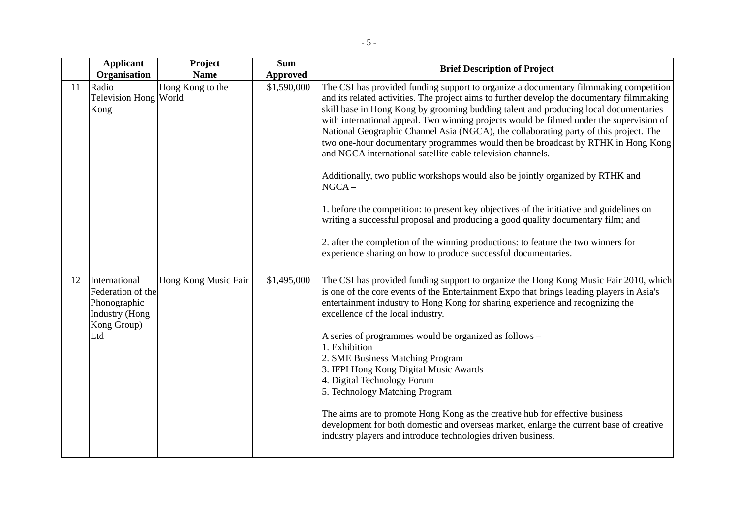| | Applicant Organisation | Project Name | Sum Approved | Brief Description of Project |
|---|---|---|---|---|
| 11 | Radio Television Hong Kong | Hong Kong to the World | $1,590,000 | The CSI has provided funding support to organize a documentary filmmaking competition and its related activities. The project aims to further develop the documentary filmmaking skill base in Hong Kong by grooming budding talent and producing local documentaries with international appeal. Two winning projects would be filmed under the supervision of National Geographic Channel Asia (NGCA), the collaborating party of this project. The two one-hour documentary programmes would then be broadcast by RTHK in Hong Kong and NGCA international satellite cable television channels.<br><br>Additionally, two public workshops would also be jointly organized by RTHK and NGCA –<br><br>1. before the competition: to present key objectives of the initiative and guidelines on writing a successful proposal and producing a good quality documentary film; and<br><br>2. after the completion of the winning productions: to feature the two winners for experience sharing on how to produce successful documentaries. |
| 12 | International Federation of the Phonographic Industry (Hong Kong Group) Ltd | Hong Kong Music Fair | $1,495,000 | The CSI has provided funding support to organize the Hong Kong Music Fair 2010, which is one of the core events of the Entertainment Expo that brings leading players in Asia's entertainment industry to Hong Kong for sharing experience and recognizing the excellence of the local industry.<br><br>A series of programmes would be organized as follows –<br>1. Exhibition<br>2. SME Business Matching Program<br>3. IFPI Hong Kong Digital Music Awards<br>4. Digital Technology Forum<br>5. Technology Matching Program<br><br>The aims are to promote Hong Kong as the creative hub for effective business development for both domestic and overseas market, enlarge the current base of creative industry players and introduce technologies driven business. |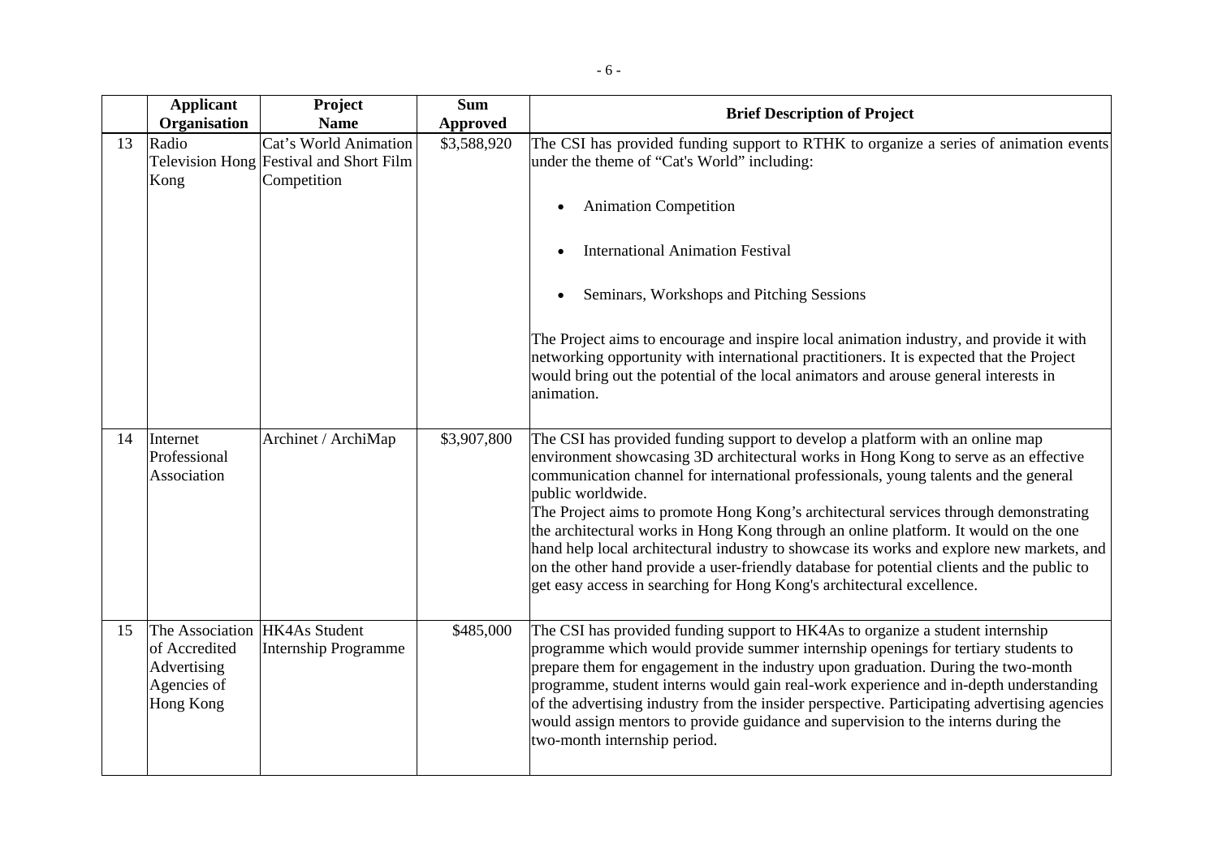| | Applicant Organisation | Project Name | Sum Approved | Brief Description of Project |
|---|---|---|---|---|
| 13 | Radio Television Hong Kong | Cat's World Animation Festival and Short Film Competition | $3,588,920 | The CSI has provided funding support to RTHK to organize a series of animation events under the theme of "Cat's World" including:<br><br>• Animation Competition<br><br>• International Animation Festival<br><br>• Seminars, Workshops and Pitching Sessions<br><br>The Project aims to encourage and inspire local animation industry, and provide it with networking opportunity with international practitioners. It is expected that the Project would bring out the potential of the local animators and arouse general interests in animation. |
| 14 | Internet Professional Association | Archinet / ArchiMap | $3,907,800 | The CSI has provided funding support to develop a platform with an online map environment showcasing 3D architectural works in Hong Kong to serve as an effective communication channel for international professionals, young talents and the general public worldwide.<br>The Project aims to promote Hong Kong's architectural services through demonstrating the architectural works in Hong Kong through an online platform. It would on the one hand help local architectural industry to showcase its works and explore new markets, and on the other hand provide a user-friendly database for potential clients and the public to get easy access in searching for Hong Kong's architectural excellence. |
| 15 | The Association of Accredited Advertising Agencies of Hong Kong | HK4As Student Internship Programme | $485,000 | The CSI has provided funding support to HK4As to organize a student internship programme which would provide summer internship openings for tertiary students to prepare them for engagement in the industry upon graduation. During the two-month programme, student interns would gain real-work experience and in-depth understanding of the advertising industry from the insider perspective. Participating advertising agencies would assign mentors to provide guidance and supervision to the interns during the two-month internship period. |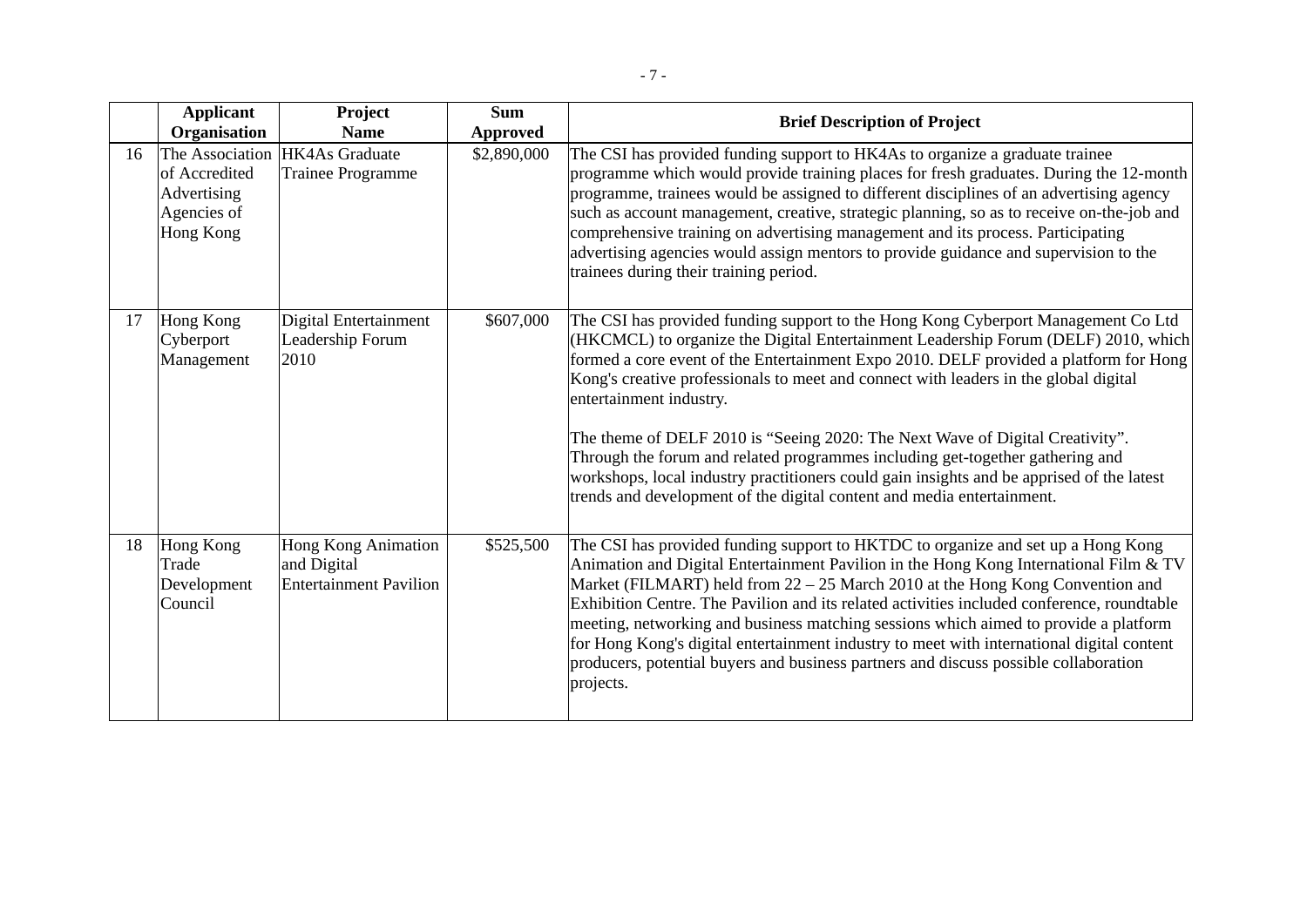| | Applicant Organisation | Project Name | Sum Approved | Brief Description of Project |
|---|---|---|---|---|
| 16 | The Association of Accredited Advertising Agencies of Hong Kong | HK4As Graduate Trainee Programme | \$2,890,000 | The CSI has provided funding support to HK4As to organize a graduate trainee programme which would provide training places for fresh graduates. During the 12-month programme, trainees would be assigned to different disciplines of an advertising agency such as account management, creative, strategic planning, so as to receive on-the-job and comprehensive training on advertising management and its process. Participating advertising agencies would assign mentors to provide guidance and supervision to the trainees during their training period. |
| 17 | Hong Kong Cyberport Management | Digital Entertainment Leadership Forum 2010 | \$607,000 | The CSI has provided funding support to the Hong Kong Cyberport Management Co Ltd (HKCMCL) to organize the Digital Entertainment Leadership Forum (DELF) 2010, which formed a core event of the Entertainment Expo 2010. DELF provided a platform for Hong Kong's creative professionals to meet and connect with leaders in the global digital entertainment industry.<br><br>The theme of DELF 2010 is "Seeing 2020: The Next Wave of Digital Creativity". Through the forum and related programmes including get-together gathering and workshops, local industry practitioners could gain insights and be apprised of the latest trends and development of the digital content and media entertainment. |
| 18 | Hong Kong Trade Development Council | Hong Kong Animation and Digital Entertainment Pavilion | \$525,500 | The CSI has provided funding support to HKTDC to organize and set up a Hong Kong Animation and Digital Entertainment Pavilion in the Hong Kong International Film & TV Market (FILMART) held from 22 – 25 March 2010 at the Hong Kong Convention and Exhibition Centre. The Pavilion and its related activities included conference, roundtable meeting, networking and business matching sessions which aimed to provide a platform for Hong Kong's digital entertainment industry to meet with international digital content producers, potential buyers and business partners and discuss possible collaboration projects. |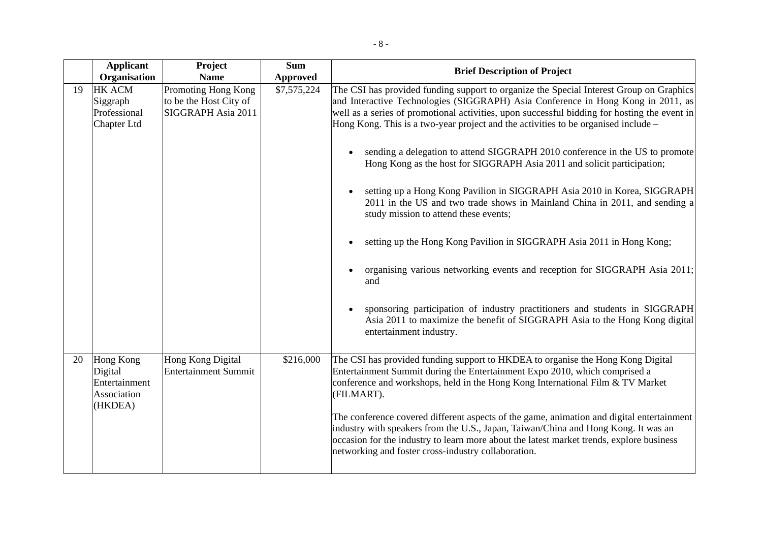| | Applicant Organisation | Project Name | Sum Approved | Brief Description of Project |
|---|---|---|---|---|
| 19 | HK ACM Siggraph Professional Chapter Ltd | Promoting Hong Kong to be the Host City of SIGGRAPH Asia 2011 | \$7,575,224 | The CSI has provided funding support to organize the Special Interest Group on Graphics and Interactive Technologies (SIGGRAPH) Asia Conference in Hong Kong in 2011, as well as a series of promotional activities, upon successful bidding for hosting the event in Hong Kong. This is a two-year project and the activities to be organised include – <br><br> • sending a delegation to attend SIGGRAPH 2010 conference in the US to promote Hong Kong as the host for SIGGRAPH Asia 2011 and solicit participation; <br><br> • setting up a Hong Kong Pavilion in SIGGRAPH Asia 2010 in Korea, SIGGRAPH 2011 in the US and two trade shows in Mainland China in 2011, and sending a study mission to attend these events; <br><br> • setting up the Hong Kong Pavilion in SIGGRAPH Asia 2011 in Hong Kong; <br><br> • organising various networking events and reception for SIGGRAPH Asia 2011; and <br><br> • sponsoring participation of industry practitioners and students in SIGGRAPH Asia 2011 to maximize the benefit of SIGGRAPH Asia to the Hong Kong digital entertainment industry. |
| 20 | Hong Kong Digital Entertainment Association (HKDEA) | Hong Kong Digital Entertainment Summit | \$216,000 | The CSI has provided funding support to HKDEA to organise the Hong Kong Digital Entertainment Summit during the Entertainment Expo 2010, which comprised a conference and workshops, held in the Hong Kong International Film & TV Market (FILMART). <br><br> The conference covered different aspects of the game, animation and digital entertainment industry with speakers from the U.S., Japan, Taiwan/China and Hong Kong. It was an occasion for the industry to learn more about the latest market trends, explore business networking and foster cross-industry collaboration. |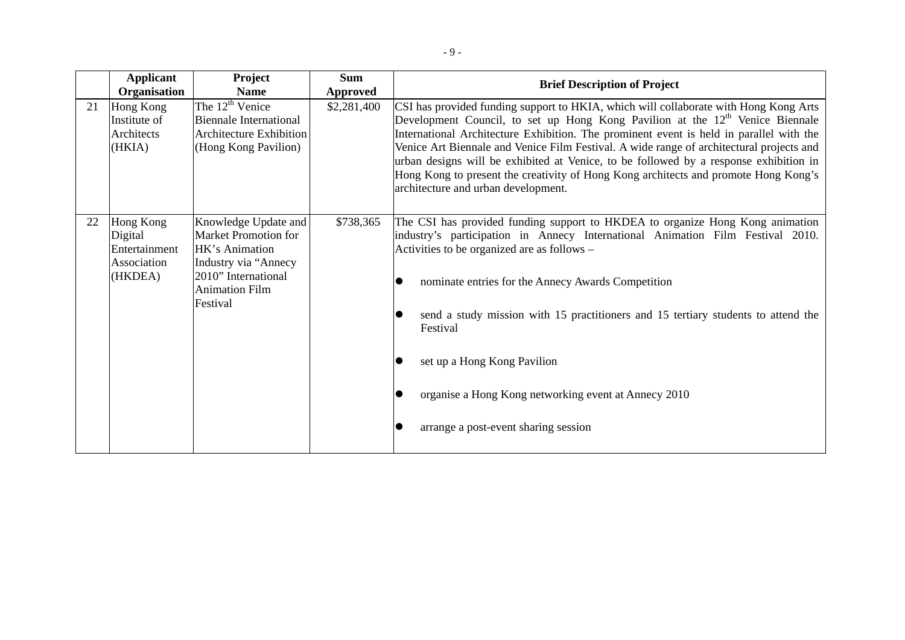|  | Applicant Organisation | Project Name | Sum Approved | Brief Description of Project |
|---|---|---|---|---|
| 21 | Hong Kong Institute of Architects (HKIA) | The 12th Venice Biennale International Architecture Exhibition (Hong Kong Pavilion) | $2,281,400 | CSI has provided funding support to HKIA, which will collaborate with Hong Kong Arts Development Council, to set up Hong Kong Pavilion at the 12th Venice Biennale International Architecture Exhibition. The prominent event is held in parallel with the Venice Art Biennale and Venice Film Festival. A wide range of architectural projects and urban designs will be exhibited at Venice, to be followed by a response exhibition in Hong Kong to present the creativity of Hong Kong architects and promote Hong Kong's architecture and urban development. |
| 22 | Hong Kong Digital Entertainment Association (HKDEA) | Knowledge Update and Market Promotion for HK's Animation Industry via "Annecy 2010" International Animation Film Festival | $738,365 | The CSI has provided funding support to HKDEA to organize Hong Kong animation industry's participation in Annecy International Animation Film Festival 2010. Activities to be organized are as follows – <br>● nominate entries for the Annecy Awards Competition <br>● send a study mission with 15 practitioners and 15 tertiary students to attend the Festival <br>● set up a Hong Kong Pavilion <br>● organise a Hong Kong networking event at Annecy 2010 <br>● arrange a post-event sharing session |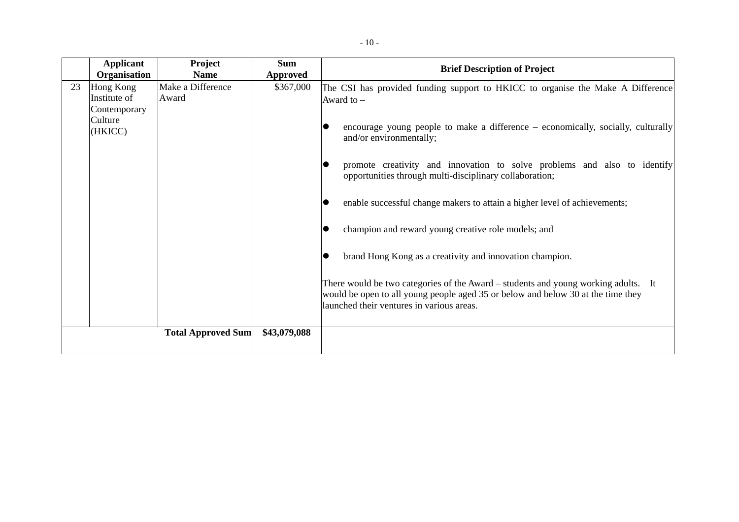| | Applicant Organisation | Project Name | Sum Approved | Brief Description of Project |
|---|---|---|---|---|
| 23 | Hong Kong Institute of Contemporary Culture (HKICC) | Make a Difference Award | $367,000 | The CSI has provided funding support to HKICC to organise the Make A Difference Award to –<br><br>● encourage young people to make a difference – economically, socially, culturally and/or environmentally;<br><br>● promote creativity and innovation to solve problems and also to identify opportunities through multi-disciplinary collaboration;<br><br>● enable successful change makers to attain a higher level of achievements;<br><br>● champion and reward young creative role models; and<br><br>● brand Hong Kong as a creativity and innovation champion.<br><br>There would be two categories of the Award – students and young working adults. It would be open to all young people aged 35 or below and below 30 at the time they launched their ventures in various areas. |
| | | **Total Approved Sum** | **$43,079,088** | |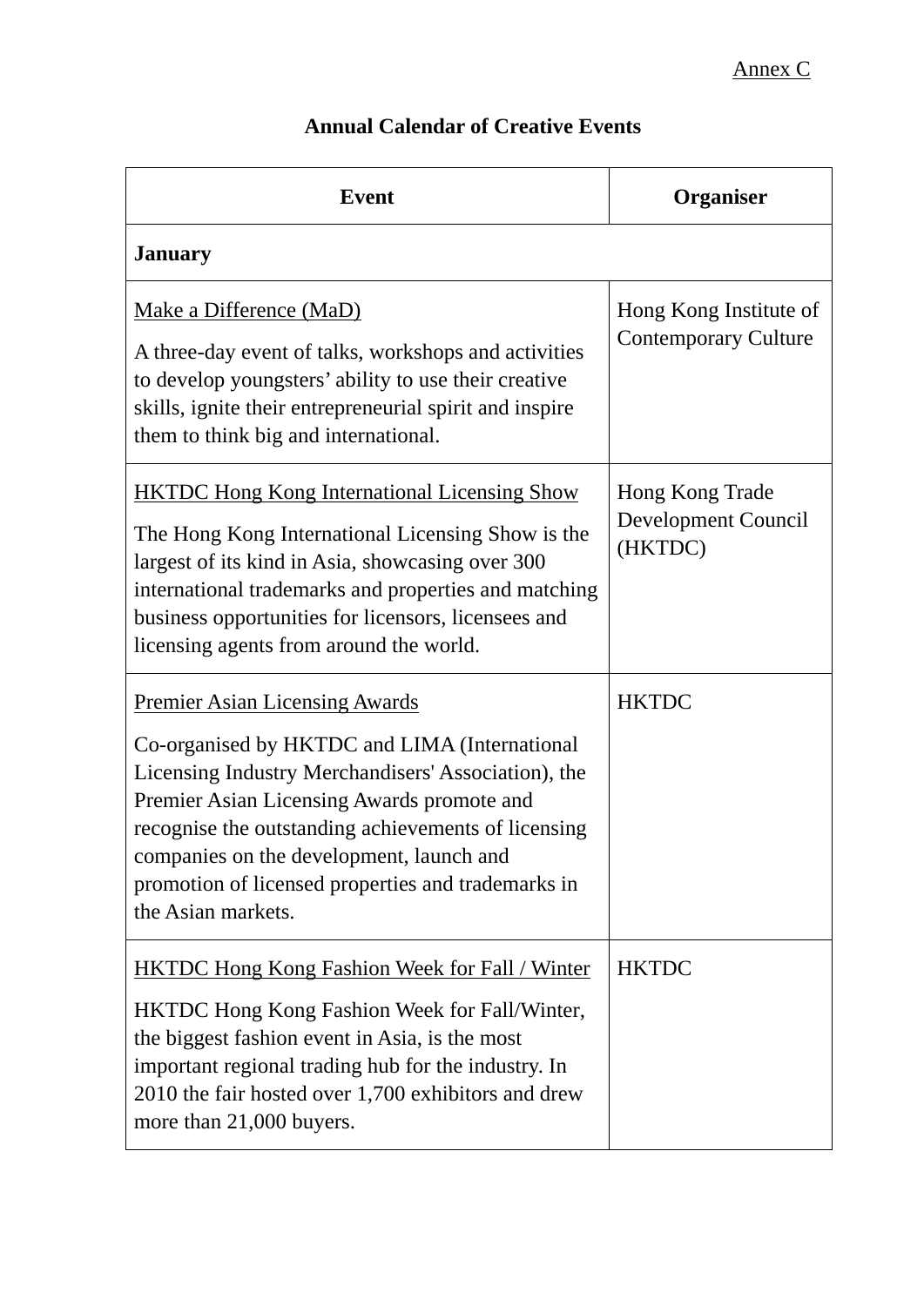Annex C

## Annual Calendar of Creative Events

| Event | Organiser |
|---|---|
| **January** | |
| Make a Difference (MaD)<br><br>A three-day event of talks, workshops and activities to develop youngsters' ability to use their creative skills, ignite their entrepreneurial spirit and inspire them to think big and international. | Hong Kong Institute of Contemporary Culture |
| HKTDC Hong Kong International Licensing Show<br><br>The Hong Kong International Licensing Show is the largest of its kind in Asia, showcasing over 300 international trademarks and properties and matching business opportunities for licensors, licensees and licensing agents from around the world. | Hong Kong Trade Development Council (HKTDC) |
| Premier Asian Licensing Awards<br><br>Co-organised by HKTDC and LIMA (International Licensing Industry Merchandisers' Association), the Premier Asian Licensing Awards promote and recognise the outstanding achievements of licensing companies on the development, launch and promotion of licensed properties and trademarks in the Asian markets. | HKTDC |
| HKTDC Hong Kong Fashion Week for Fall / Winter<br><br>HKTDC Hong Kong Fashion Week for Fall/Winter, the biggest fashion event in Asia, is the most important regional trading hub for the industry. In 2010 the fair hosted over 1,700 exhibitors and drew more than 21,000 buyers. | HKTDC |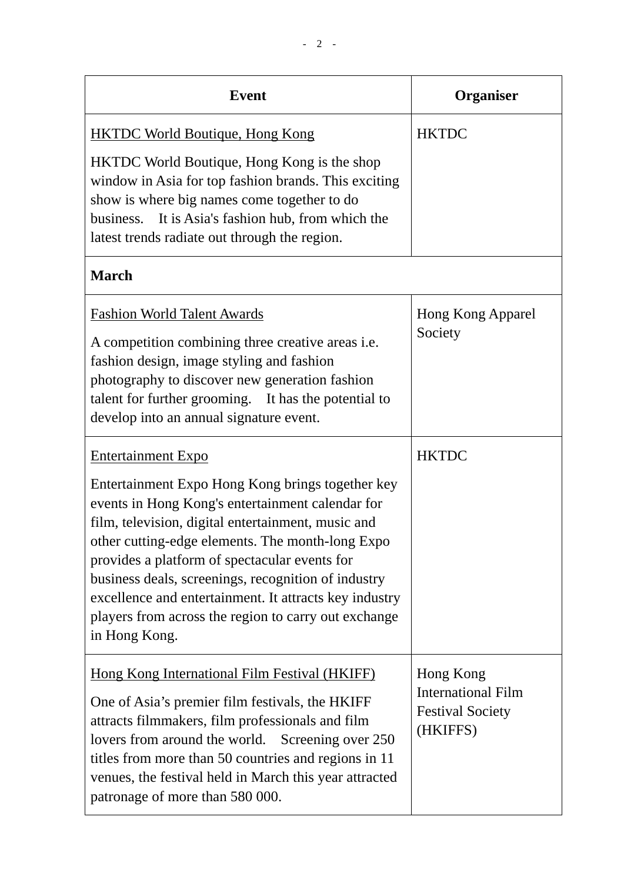| Event | Organiser |
|---|---|
| <u>HKTDC World Boutique, Hong Kong</u><br><br>HKTDC World Boutique, Hong Kong is the shop window in Asia for top fashion brands. This exciting show is where big names come together to do business. It is Asia's fashion hub, from which the latest trends radiate out through the region. | HKTDC |
| **March** | |
| <u>Fashion World Talent Awards</u><br><br>A competition combining three creative areas i.e. fashion design, image styling and fashion photography to discover new generation fashion talent for further grooming. It has the potential to develop into an annual signature event. | Hong Kong Apparel Society |
| <u>Entertainment Expo</u><br><br>Entertainment Expo Hong Kong brings together key events in Hong Kong's entertainment calendar for film, television, digital entertainment, music and other cutting-edge elements. The month-long Expo provides a platform of spectacular events for business deals, screenings, recognition of industry excellence and entertainment. It attracts key industry players from across the region to carry out exchange in Hong Kong. | HKTDC |
| <u>Hong Kong International Film Festival (HKIFF)</u><br><br>One of Asia's premier film festivals, the HKIFF attracts filmmakers, film professionals and film lovers from around the world. Screening over 250 titles from more than 50 countries and regions in 11 venues, the festival held in March this year attracted patronage of more than 580 000. | Hong Kong International Film Festival Society (HKIFFS) |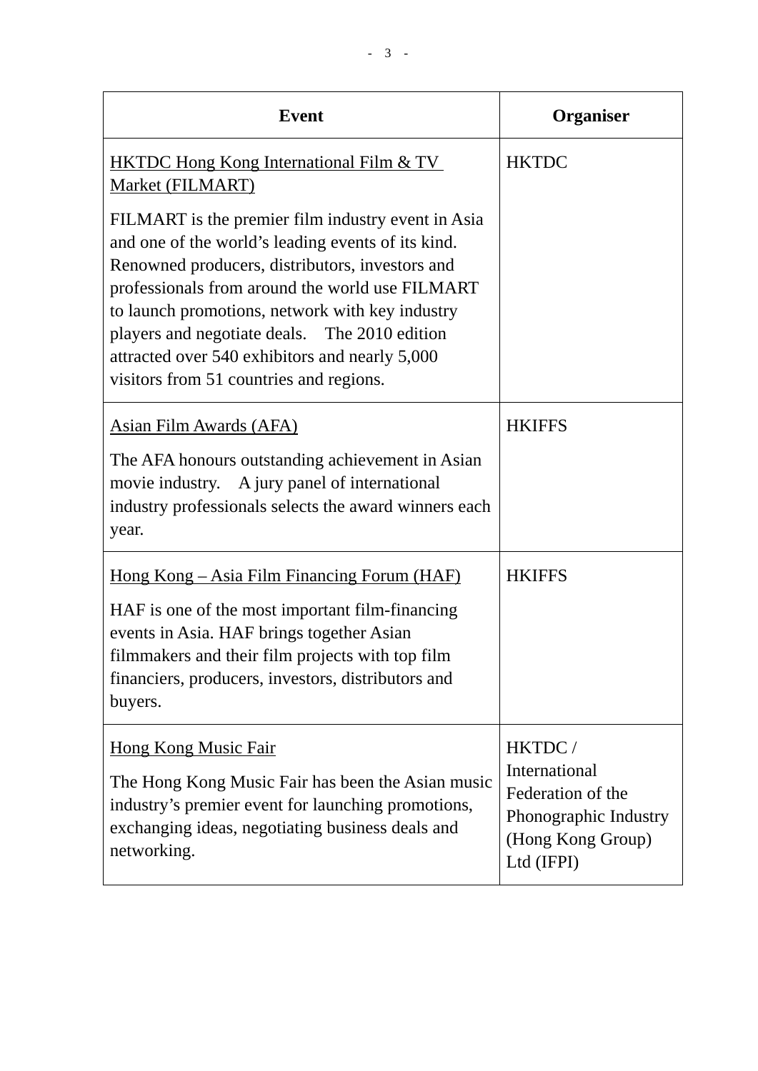| Event | Organiser |
|---|---|
| <u>HKTDC Hong Kong International Film & TV Market (FILMART)</u><br><br>FILMART is the premier film industry event in Asia and one of the world's leading events of its kind. Renowned producers, distributors, investors and professionals from around the world use FILMART to launch promotions, network with key industry players and negotiate deals. The 2010 edition attracted over 540 exhibitors and nearly 5,000 visitors from 51 countries and regions. | HKTDC |
| <u>Asian Film Awards (AFA)</u><br><br>The AFA honours outstanding achievement in Asian movie industry. A jury panel of international industry professionals selects the award winners each year. | HKIFFS |
| <u>Hong Kong – Asia Film Financing Forum (HAF)</u><br><br>HAF is one of the most important film-financing events in Asia. HAF brings together Asian filmmakers and their film projects with top film financiers, producers, investors, distributors and buyers. | HKIFFS |
| <u>Hong Kong Music Fair</u><br><br>The Hong Kong Music Fair has been the Asian music industry's premier event for launching promotions, exchanging ideas, negotiating business deals and networking. | HKTDC / International Federation of the Phonographic Industry (Hong Kong Group) Ltd (IFPI) |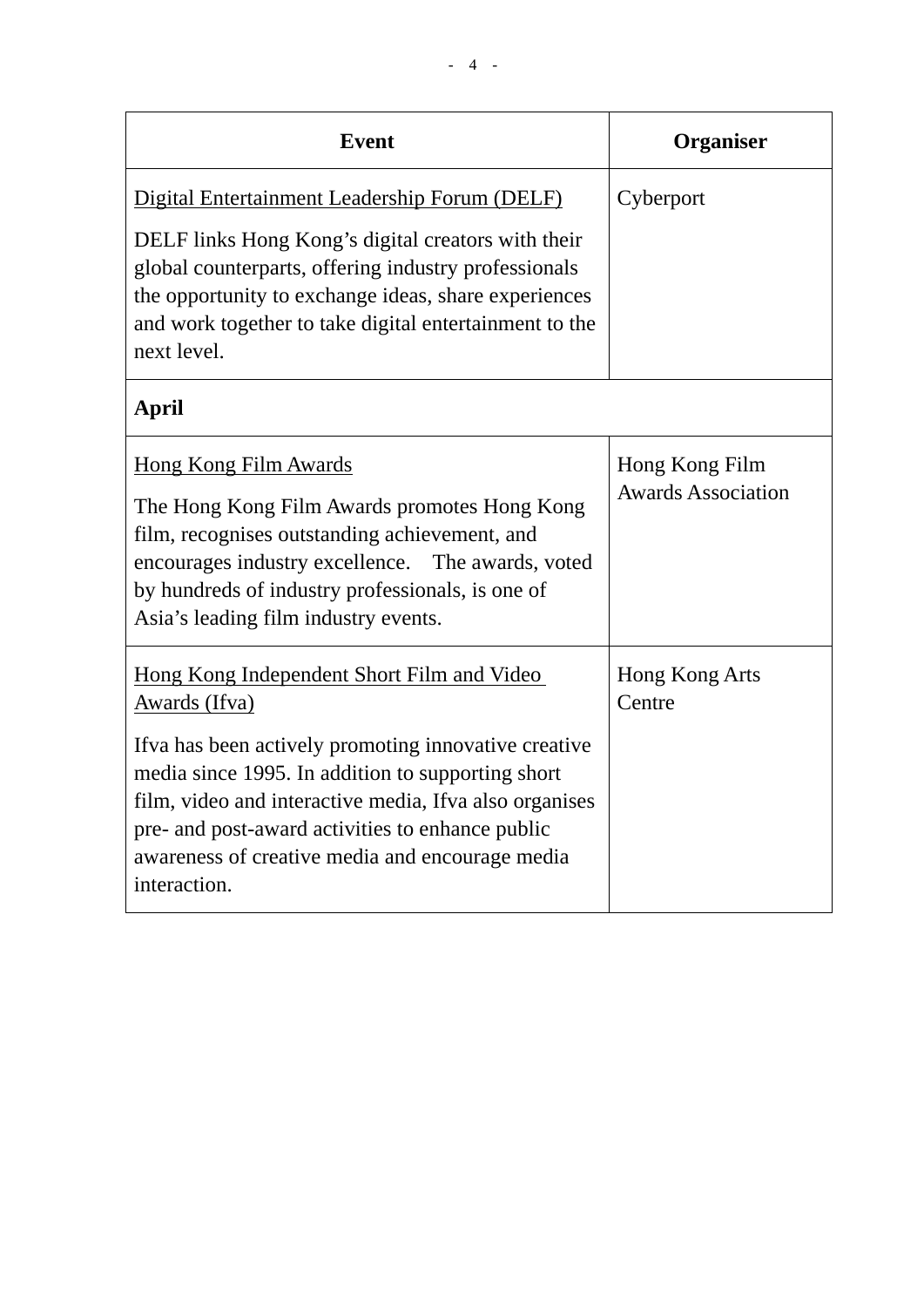| Event | Organiser |
|---|---|
| Digital Entertainment Leadership Forum (DELF)<br><br>DELF links Hong Kong's digital creators with their global counterparts, offering industry professionals the opportunity to exchange ideas, share experiences and work together to take digital entertainment to the next level. | Cyberport |
| **April** | |
| Hong Kong Film Awards<br><br>The Hong Kong Film Awards promotes Hong Kong film, recognises outstanding achievement, and encourages industry excellence. The awards, voted by hundreds of industry professionals, is one of Asia's leading film industry events. | Hong Kong Film Awards Association |
| Hong Kong Independent Short Film and Video Awards (Ifva)<br><br>Ifva has been actively promoting innovative creative media since 1995. In addition to supporting short film, video and interactive media, Ifva also organises pre- and post-award activities to enhance public awareness of creative media and encourage media interaction. | Hong Kong Arts Centre |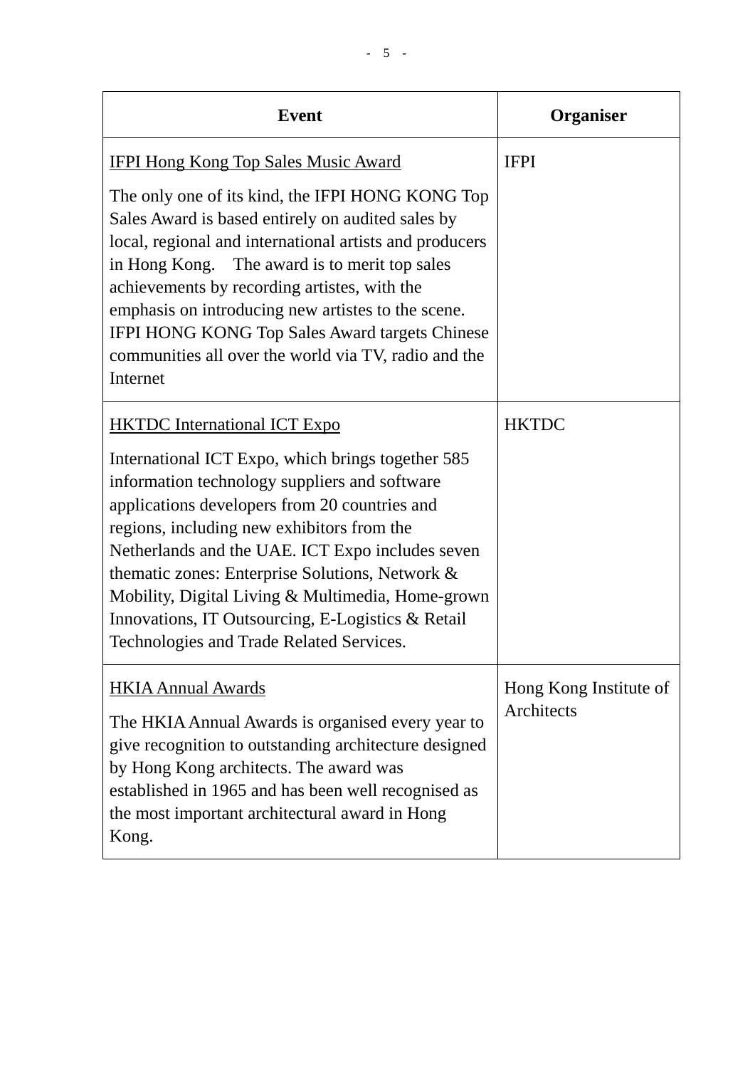| Event | Organiser |
|---|---|
| IFPI Hong Kong Top Sales Music Award<br><br>The only one of its kind, the IFPI HONG KONG Top Sales Award is based entirely on audited sales by local, regional and international artists and producers in Hong Kong. The award is to merit top sales achievements by recording artistes, with the emphasis on introducing new artistes to the scene. IFPI HONG KONG Top Sales Award targets Chinese communities all over the world via TV, radio and the Internet | IFPI |
| HKTDC International ICT Expo<br><br>International ICT Expo, which brings together 585 information technology suppliers and software applications developers from 20 countries and regions, including new exhibitors from the Netherlands and the UAE. ICT Expo includes seven thematic zones: Enterprise Solutions, Network & Mobility, Digital Living & Multimedia, Home-grown Innovations, IT Outsourcing, E-Logistics & Retail Technologies and Trade Related Services. | HKTDC |
| HKIA Annual Awards<br><br>The HKIA Annual Awards is organised every year to give recognition to outstanding architecture designed by Hong Kong architects. The award was established in 1965 and has been well recognised as the most important architectural award in Hong Kong. | Hong Kong Institute of Architects |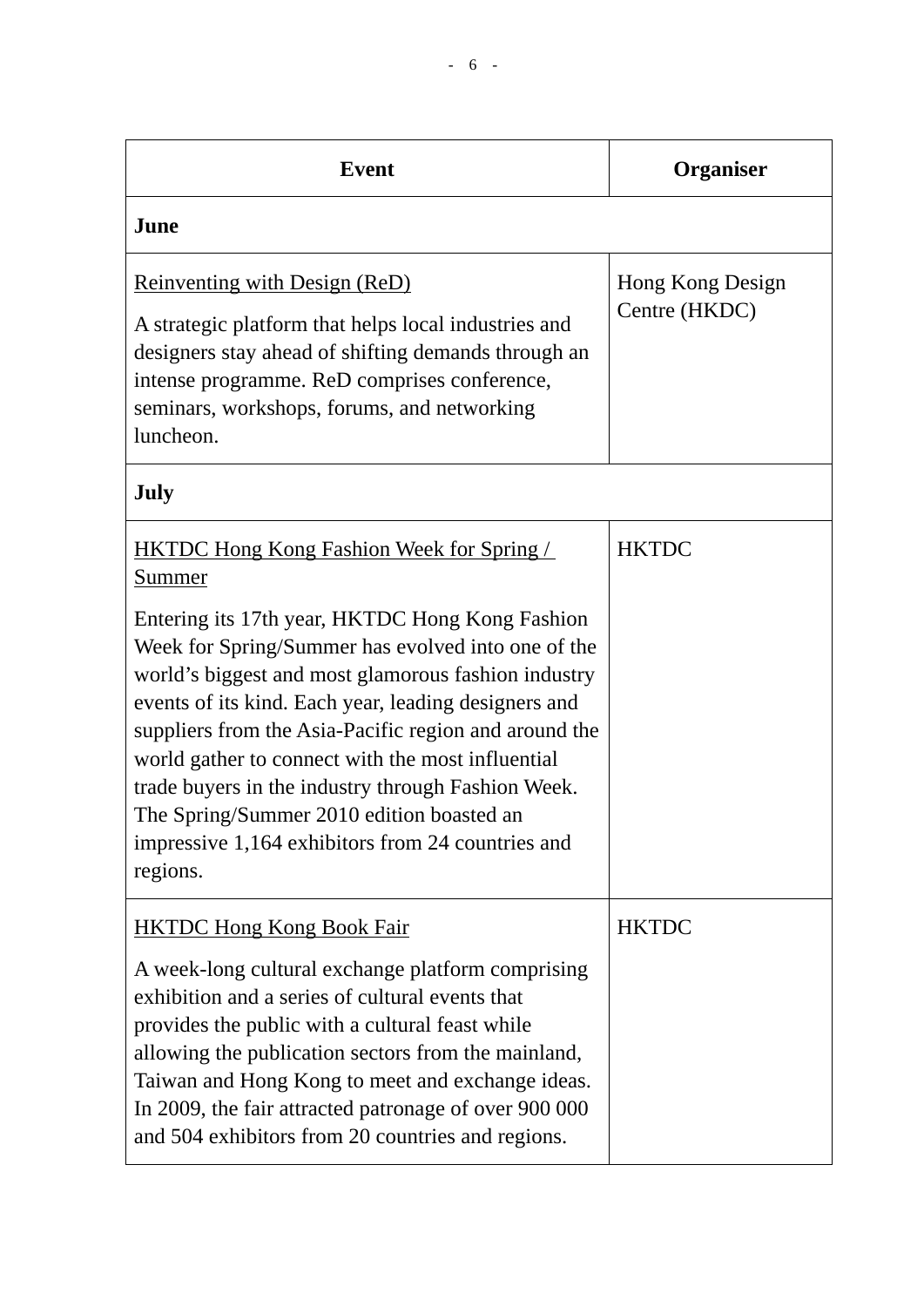| Event | Organiser |
|---|---|
| **June** | |
| Reinventing with Design (ReD)<br><br>A strategic platform that helps local industries and designers stay ahead of shifting demands through an intense programme. ReD comprises conference, seminars, workshops, forums, and networking luncheon. | Hong Kong Design Centre (HKDC) |
| **July** | |
| HKTDC Hong Kong Fashion Week for Spring / Summer<br><br>Entering its 17th year, HKTDC Hong Kong Fashion Week for Spring/Summer has evolved into one of the world's biggest and most glamorous fashion industry events of its kind. Each year, leading designers and suppliers from the Asia-Pacific region and around the world gather to connect with the most influential trade buyers in the industry through Fashion Week. The Spring/Summer 2010 edition boasted an impressive 1,164 exhibitors from 24 countries and regions. | HKTDC |
| HKTDC Hong Kong Book Fair<br><br>A week-long cultural exchange platform comprising exhibition and a series of cultural events that provides the public with a cultural feast while allowing the publication sectors from the mainland, Taiwan and Hong Kong to meet and exchange ideas. In 2009, the fair attracted patronage of over 900 000 and 504 exhibitors from 20 countries and regions. | HKTDC |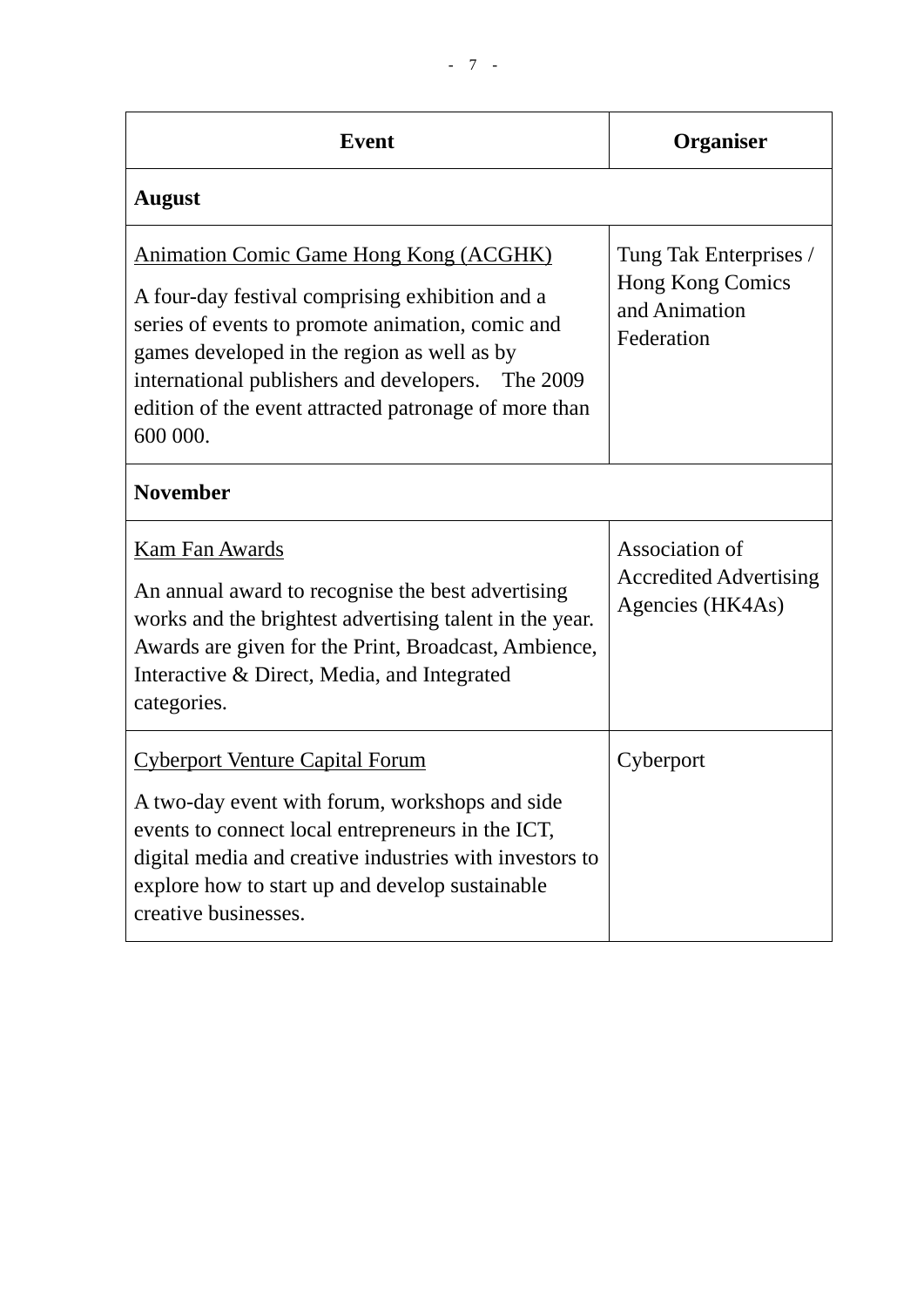| Event | Organiser |
|---|---|
| **August** | |
| <u>Animation Comic Game Hong Kong (ACGHK)</u><br><br>A four-day festival comprising exhibition and a series of events to promote animation, comic and games developed in the region as well as by international publishers and developers. The 2009 edition of the event attracted patronage of more than 600 000. | Tung Tak Enterprises / Hong Kong Comics and Animation Federation |
| **November** | |
| <u>Kam Fan Awards</u><br><br>An annual award to recognise the best advertising works and the brightest advertising talent in the year. Awards are given for the Print, Broadcast, Ambience, Interactive & Direct, Media, and Integrated categories. | Association of Accredited Advertising Agencies (HK4As) |
| <u>Cyberport Venture Capital Forum</u><br><br>A two-day event with forum, workshops and side events to connect local entrepreneurs in the ICT, digital media and creative industries with investors to explore how to start up and develop sustainable creative businesses. | Cyberport |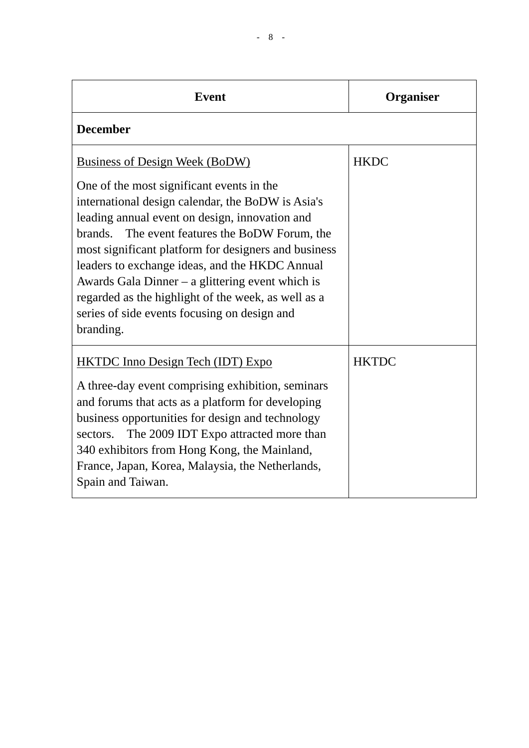| Event | Organiser |
| --- | --- |
| **December** | |
| Business of Design Week (BoDW)<br><br>One of the most significant events in the international design calendar, the BoDW is Asia's leading annual event on design, innovation and brands. The event features the BoDW Forum, the most significant platform for designers and business leaders to exchange ideas, and the HKDC Annual Awards Gala Dinner – a glittering event which is regarded as the highlight of the week, as well as a series of side events focusing on design and branding. | HKDC |
| HKTDC Inno Design Tech (IDT) Expo<br><br>A three-day event comprising exhibition, seminars and forums that acts as a platform for developing business opportunities for design and technology sectors. The 2009 IDT Expo attracted more than 340 exhibitors from Hong Kong, the Mainland, France, Japan, Korea, Malaysia, the Netherlands, Spain and Taiwan. | HKTDC |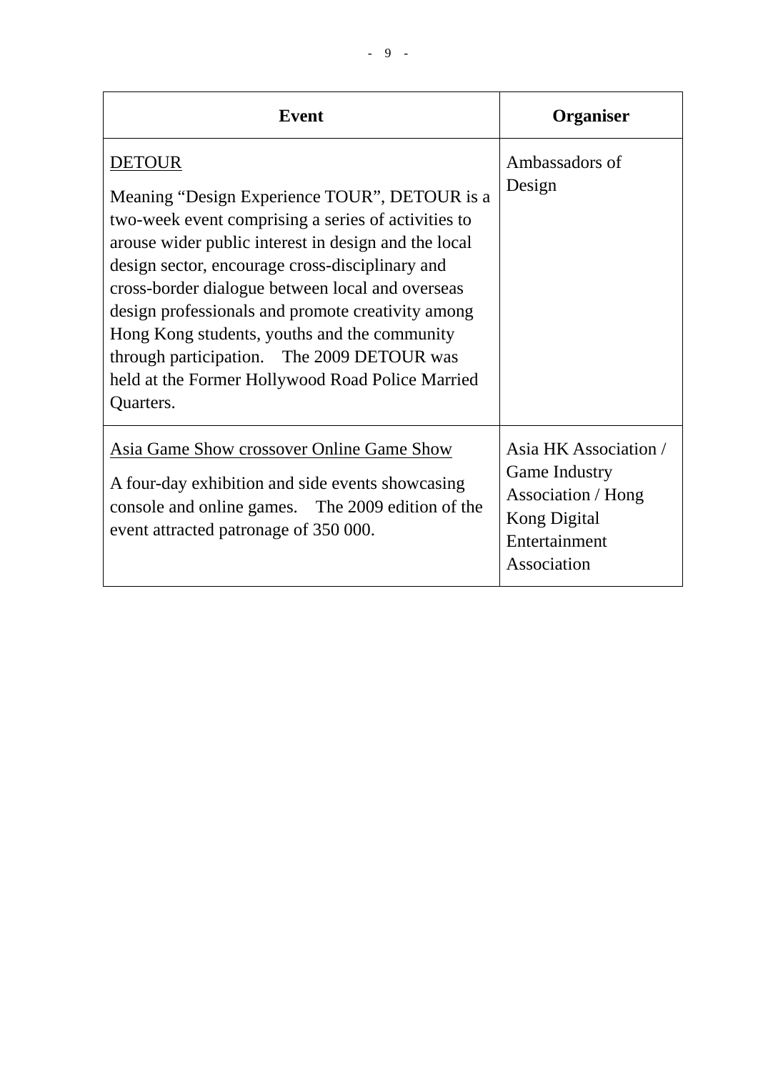| Event | Organiser |
|---|---|
| DETOUR<br><br>Meaning "Design Experience TOUR", DETOUR is a two-week event comprising a series of activities to arouse wider public interest in design and the local design sector, encourage cross-disciplinary and cross-border dialogue between local and overseas design professionals and promote creativity among Hong Kong students, youths and the community through participation. The 2009 DETOUR was held at the Former Hollywood Road Police Married Quarters. | Ambassadors of Design |
| Asia Game Show crossover Online Game Show<br><br>A four-day exhibition and side events showcasing console and online games. The 2009 edition of the event attracted patronage of 350 000. | Asia HK Association / Game Industry Association / Hong Kong Digital Entertainment Association |